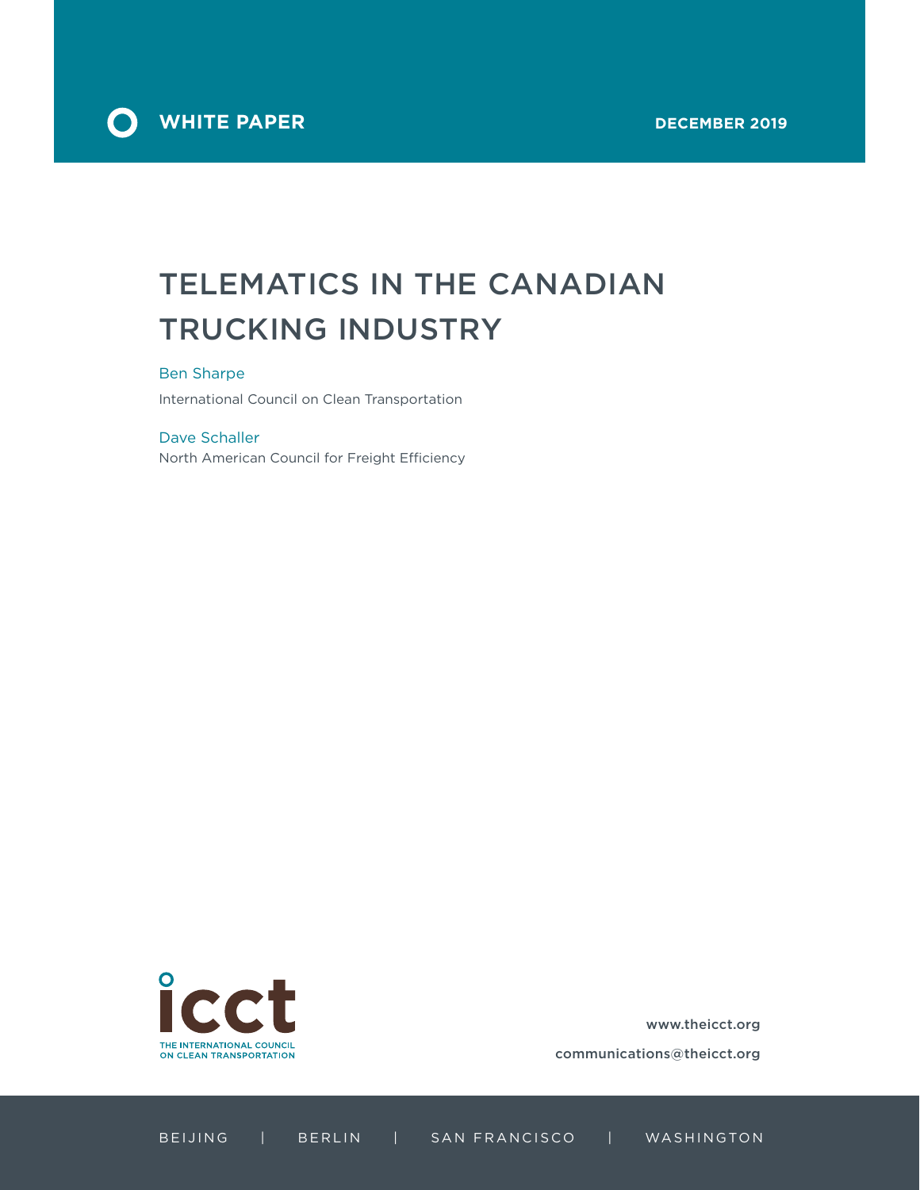WHITE PAPER

DECEMBER 2019

# TELEMATICS IN THE CANADIAN TRUCKING INDUSTRY

Ben Sharpe

International Council on Clean Transportation

Dave Schaller

North American Council for Freight Efficiency

THE INTERNATIONAL COUNCIL ON CLEAN TRANSPORTATION

www.theicct.org

communications@theicct.org

BEIJING | BERLIN | SAN FRANCISCO | WASHINGTON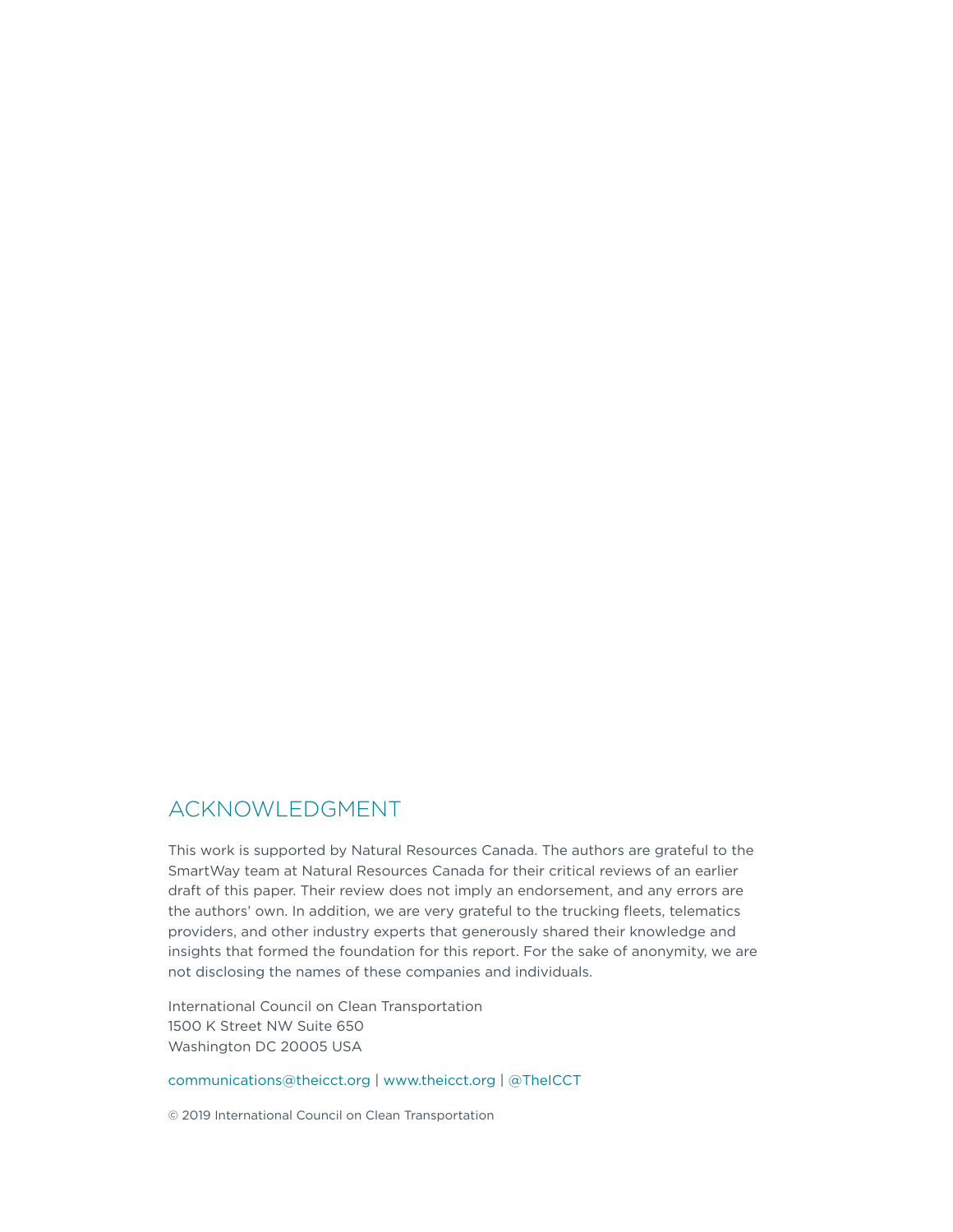## ACKNOWLEDGMENT

This work is supported by Natural Resources Canada. The authors are grateful to the SmartWay team at Natural Resources Canada for their critical reviews of an earlier draft of this paper. Their review does not imply an endorsement, and any errors are the authors' own. In addition, we are very grateful to the trucking fleets, telematics providers, and other industry experts that generously shared their knowledge and insights that formed the foundation for this report. For the sake of anonymity, we are not disclosing the names of these companies and individuals.

International Council on Clean Transportation
1500 K Street NW Suite 650
Washington DC 20005 USA

communications@theicct.org | www.theicct.org | @TheICCT

© 2019 International Council on Clean Transportation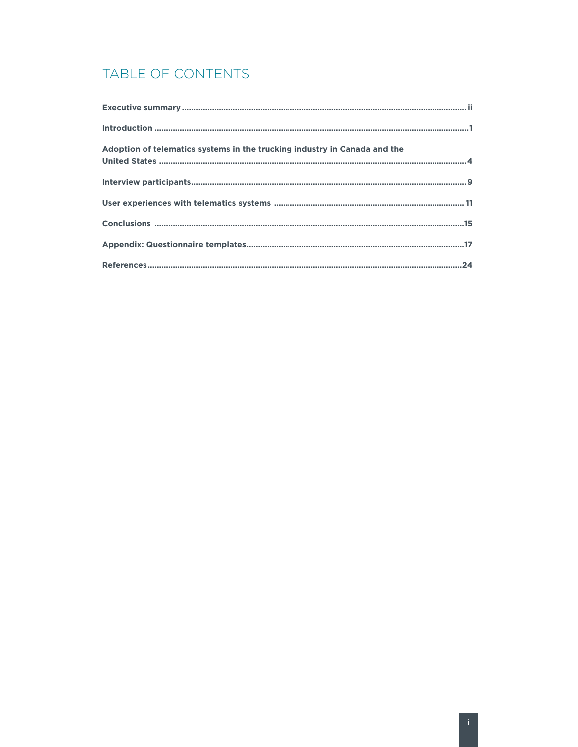# TABLE OF CONTENTS

**Executive summary** ..... ii

**Introduction** ..... 1

**Adoption of telematics systems in the trucking industry in Canada and the United States** ..... 4

**Interview participants** ..... 9

**User experiences with telematics systems** ..... 11

**Conclusions** ..... 15

**Appendix: Questionnaire templates** ..... 17

**References** ..... 24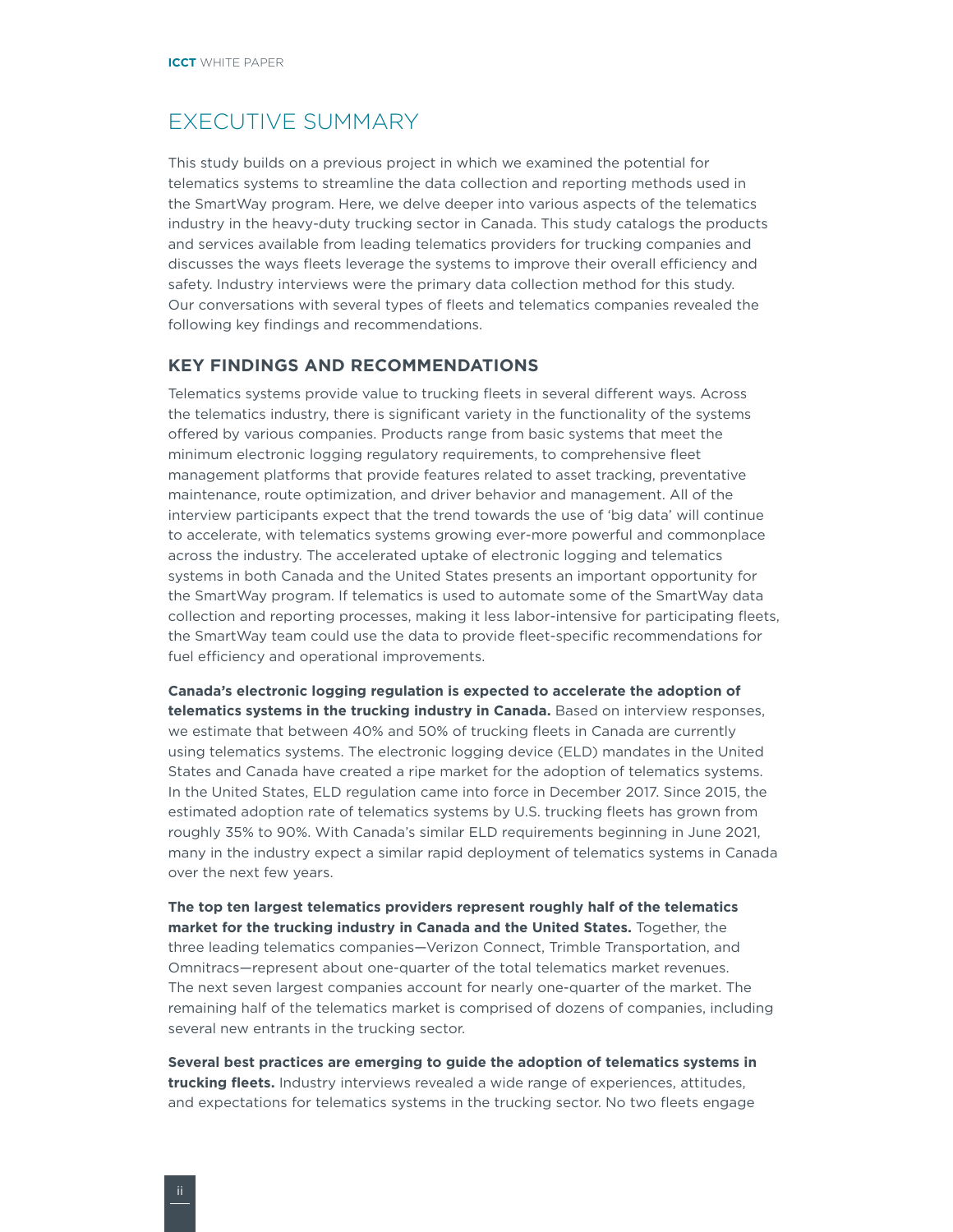# EXECUTIVE SUMMARY

This study builds on a previous project in which we examined the potential for telematics systems to streamline the data collection and reporting methods used in the SmartWay program. Here, we delve deeper into various aspects of the telematics industry in the heavy-duty trucking sector in Canada. This study catalogs the products and services available from leading telematics providers for trucking companies and discusses the ways fleets leverage the systems to improve their overall efficiency and safety. Industry interviews were the primary data collection method for this study. Our conversations with several types of fleets and telematics companies revealed the following key findings and recommendations.

## KEY FINDINGS AND RECOMMENDATIONS

Telematics systems provide value to trucking fleets in several different ways. Across the telematics industry, there is significant variety in the functionality of the systems offered by various companies. Products range from basic systems that meet the minimum electronic logging regulatory requirements, to comprehensive fleet management platforms that provide features related to asset tracking, preventative maintenance, route optimization, and driver behavior and management. All of the interview participants expect that the trend towards the use of 'big data' will continue to accelerate, with telematics systems growing ever-more powerful and commonplace across the industry. The accelerated uptake of electronic logging and telematics systems in both Canada and the United States presents an important opportunity for the SmartWay program. If telematics is used to automate some of the SmartWay data collection and reporting processes, making it less labor-intensive for participating fleets, the SmartWay team could use the data to provide fleet-specific recommendations for fuel efficiency and operational improvements.

**Canada's electronic logging regulation is expected to accelerate the adoption of telematics systems in the trucking industry in Canada.** Based on interview responses, we estimate that between 40% and 50% of trucking fleets in Canada are currently using telematics systems. The electronic logging device (ELD) mandates in the United States and Canada have created a ripe market for the adoption of telematics systems. In the United States, ELD regulation came into force in December 2017. Since 2015, the estimated adoption rate of telematics systems by U.S. trucking fleets has grown from roughly 35% to 90%. With Canada's similar ELD requirements beginning in June 2021, many in the industry expect a similar rapid deployment of telematics systems in Canada over the next few years.

**The top ten largest telematics providers represent roughly half of the telematics market for the trucking industry in Canada and the United States.** Together, the three leading telematics companies—Verizon Connect, Trimble Transportation, and Omnitracs—represent about one-quarter of the total telematics market revenues. The next seven largest companies account for nearly one-quarter of the market. The remaining half of the telematics market is comprised of dozens of companies, including several new entrants in the trucking sector.

**Several best practices are emerging to guide the adoption of telematics systems in trucking fleets.** Industry interviews revealed a wide range of experiences, attitudes, and expectations for telematics systems in the trucking sector. No two fleets engage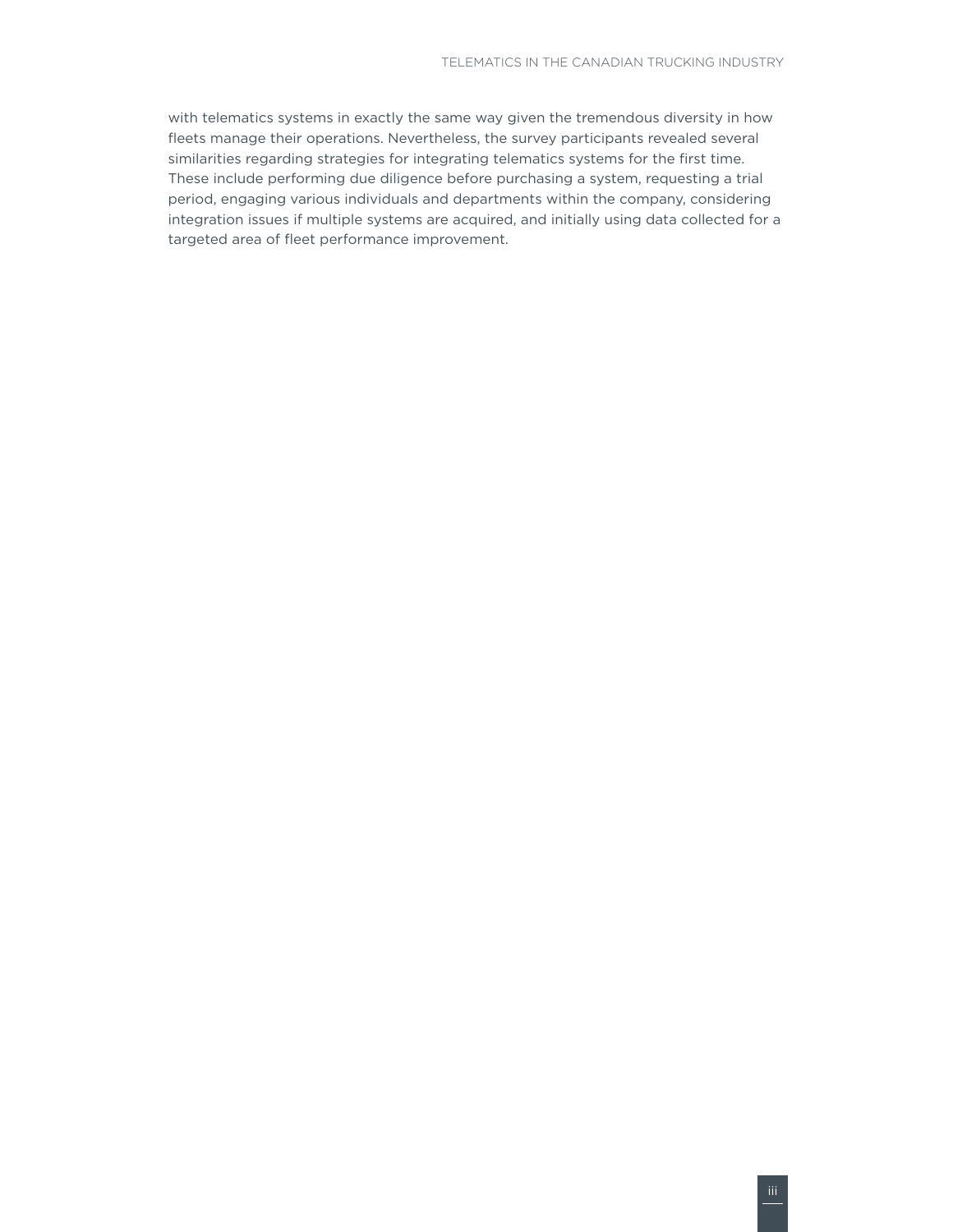with telematics systems in exactly the same way given the tremendous diversity in how fleets manage their operations. Nevertheless, the survey participants revealed several similarities regarding strategies for integrating telematics systems for the first time. These include performing due diligence before purchasing a system, requesting a trial period, engaging various individuals and departments within the company, considering integration issues if multiple systems are acquired, and initially using data collected for a targeted area of fleet performance improvement.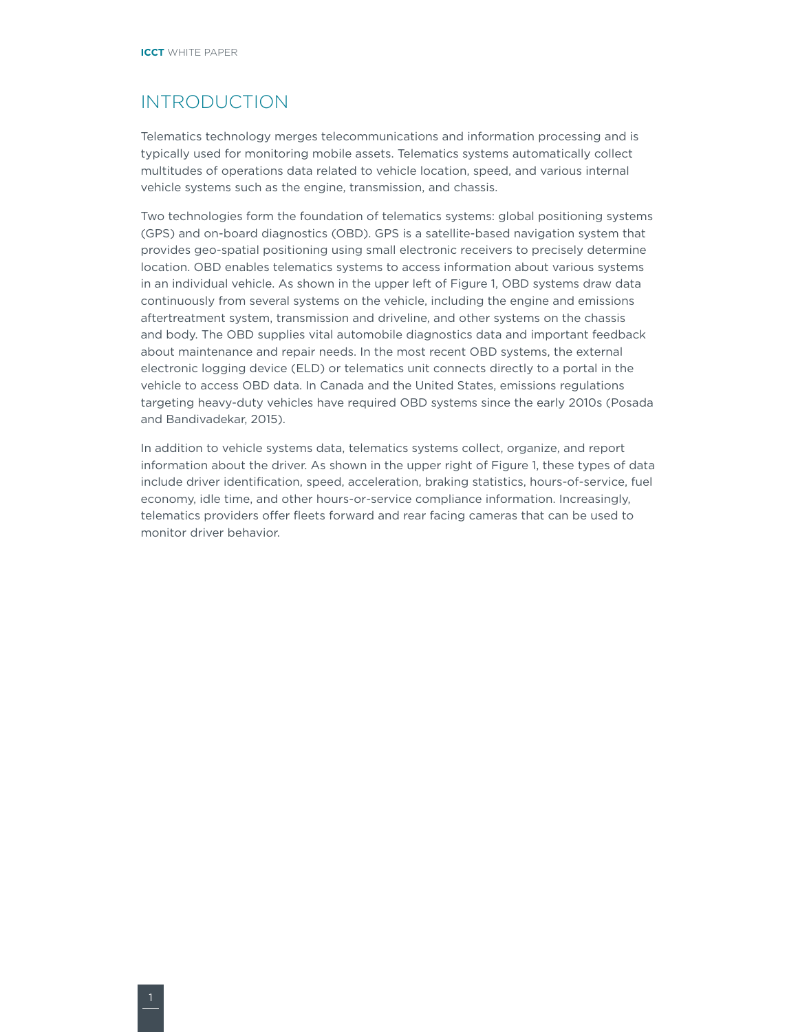# INTRODUCTION

Telematics technology merges telecommunications and information processing and is typically used for monitoring mobile assets. Telematics systems automatically collect multitudes of operations data related to vehicle location, speed, and various internal vehicle systems such as the engine, transmission, and chassis.

Two technologies form the foundation of telematics systems: global positioning systems (GPS) and on-board diagnostics (OBD). GPS is a satellite-based navigation system that provides geo-spatial positioning using small electronic receivers to precisely determine location. OBD enables telematics systems to access information about various systems in an individual vehicle. As shown in the upper left of Figure 1, OBD systems draw data continuously from several systems on the vehicle, including the engine and emissions aftertreatment system, transmission and driveline, and other systems on the chassis and body. The OBD supplies vital automobile diagnostics data and important feedback about maintenance and repair needs. In the most recent OBD systems, the external electronic logging device (ELD) or telematics unit connects directly to a portal in the vehicle to access OBD data. In Canada and the United States, emissions regulations targeting heavy-duty vehicles have required OBD systems since the early 2010s (Posada and Bandivadekar, 2015).

In addition to vehicle systems data, telematics systems collect, organize, and report information about the driver. As shown in the upper right of Figure 1, these types of data include driver identification, speed, acceleration, braking statistics, hours-of-service, fuel economy, idle time, and other hours-or-service compliance information. Increasingly, telematics providers offer fleets forward and rear facing cameras that can be used to monitor driver behavior.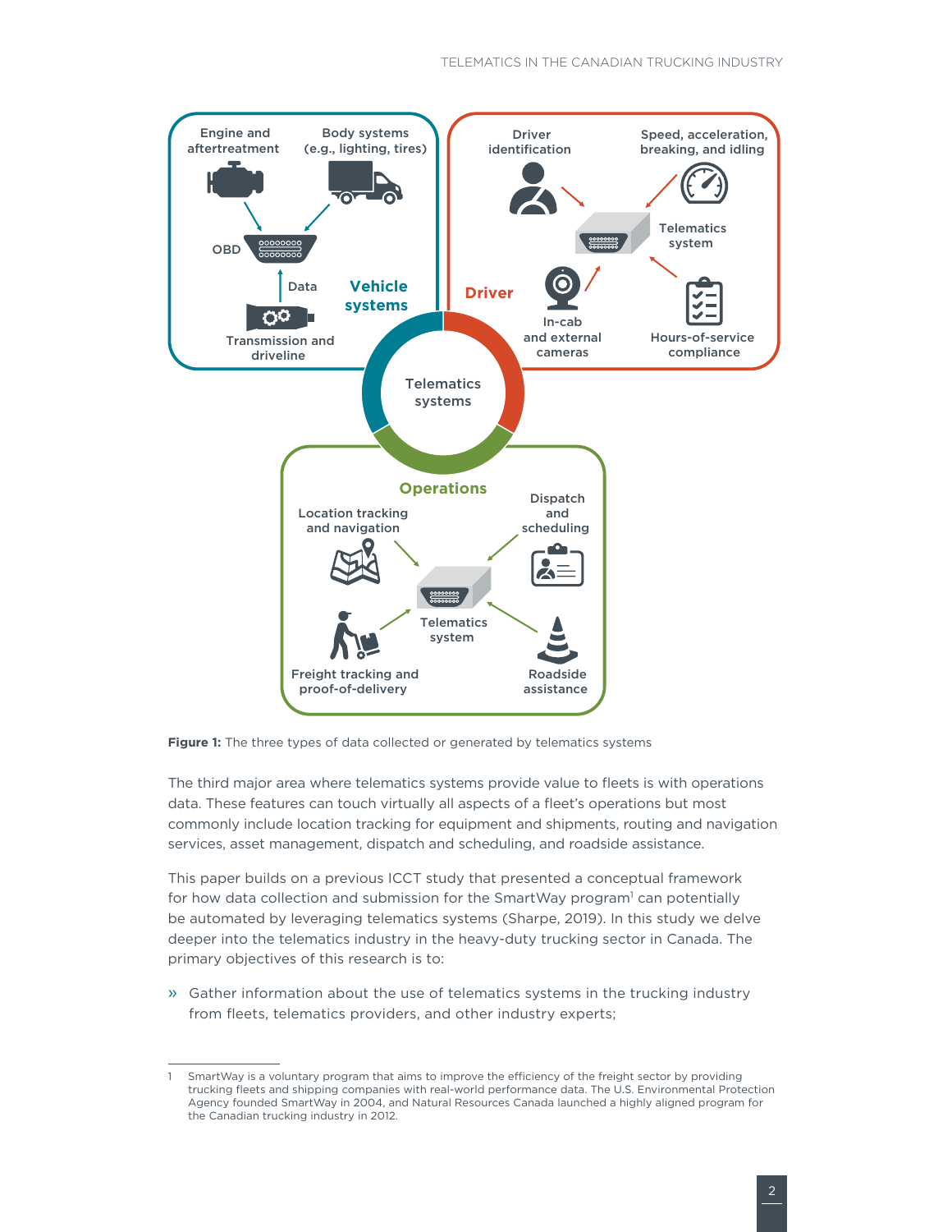Engine and aftertreatment

Body systems (e.g., lighting, tires)

OBD

Data

Transmission and driveline

Vehicle systems

Driver identification

Speed, acceleration, breaking, and idling

Telematics system

Driver

In-cab and external cameras

Hours-of-service compliance

Telematics systems

Operations

Location tracking and navigation

Dispatch and scheduling

Telematics system

Freight tracking and proof-of-delivery

Roadside assistance

**Figure 1:** The three types of data collected or generated by telematics systems

The third major area where telematics systems provide value to fleets is with operations data. These features can touch virtually all aspects of a fleet's operations but most commonly include location tracking for equipment and shipments, routing and navigation services, asset management, dispatch and scheduling, and roadside assistance.

This paper builds on a previous ICCT study that presented a conceptual framework for how data collection and submission for the SmartWay program[1] can potentially be automated by leveraging telematics systems (Sharpe, 2019). In this study we delve deeper into the telematics industry in the heavy-duty trucking sector in Canada. The primary objectives of this research is to:

- Gather information about the use of telematics systems in the trucking industry from fleets, telematics providers, and other industry experts;

---

1 SmartWay is a voluntary program that aims to improve the efficiency of the freight sector by providing trucking fleets and shipping companies with real-world performance data. The U.S. Environmental Protection Agency founded SmartWay in 2004, and Natural Resources Canada launched a highly aligned program for the Canadian trucking industry in 2012.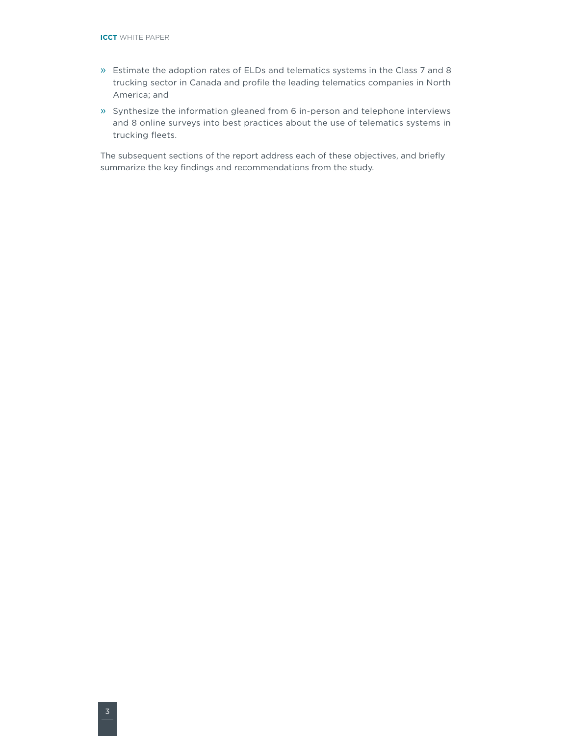- Estimate the adoption rates of ELDs and telematics systems in the Class 7 and 8 trucking sector in Canada and profile the leading telematics companies in North America; and
- Synthesize the information gleaned from 6 in-person and telephone interviews and 8 online surveys into best practices about the use of telematics systems in trucking fleets.

The subsequent sections of the report address each of these objectives, and briefly summarize the key findings and recommendations from the study.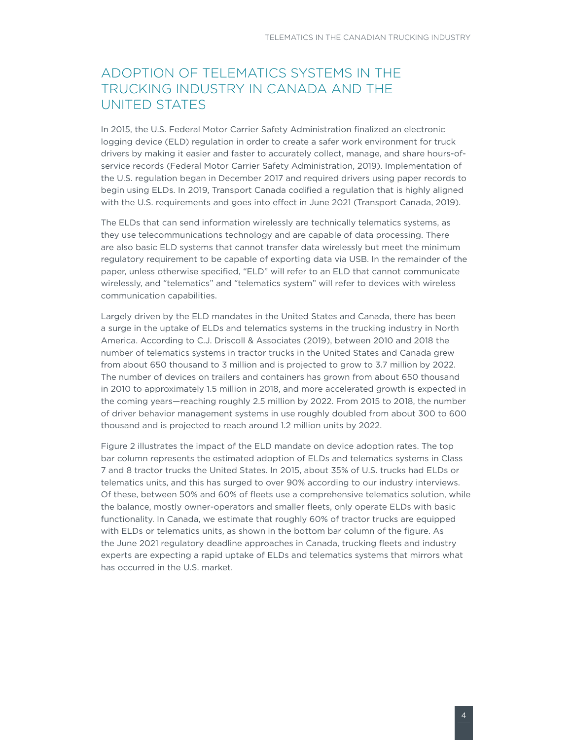## ADOPTION OF TELEMATICS SYSTEMS IN THE TRUCKING INDUSTRY IN CANADA AND THE UNITED STATES

In 2015, the U.S. Federal Motor Carrier Safety Administration finalized an electronic logging device (ELD) regulation in order to create a safer work environment for truck drivers by making it easier and faster to accurately collect, manage, and share hours-of-service records (Federal Motor Carrier Safety Administration, 2019). Implementation of the U.S. regulation began in December 2017 and required drivers using paper records to begin using ELDs. In 2019, Transport Canada codified a regulation that is highly aligned with the U.S. requirements and goes into effect in June 2021 (Transport Canada, 2019).

The ELDs that can send information wirelessly are technically telematics systems, as they use telecommunications technology and are capable of data processing. There are also basic ELD systems that cannot transfer data wirelessly but meet the minimum regulatory requirement to be capable of exporting data via USB. In the remainder of the paper, unless otherwise specified, "ELD" will refer to an ELD that cannot communicate wirelessly, and "telematics" and "telematics system" will refer to devices with wireless communication capabilities.

Largely driven by the ELD mandates in the United States and Canada, there has been a surge in the uptake of ELDs and telematics systems in the trucking industry in North America. According to C.J. Driscoll & Associates (2019), between 2010 and 2018 the number of telematics systems in tractor trucks in the United States and Canada grew from about 650 thousand to 3 million and is projected to grow to 3.7 million by 2022. The number of devices on trailers and containers has grown from about 650 thousand in 2010 to approximately 1.5 million in 2018, and more accelerated growth is expected in the coming years—reaching roughly 2.5 million by 2022. From 2015 to 2018, the number of driver behavior management systems in use roughly doubled from about 300 to 600 thousand and is projected to reach around 1.2 million units by 2022.

Figure 2 illustrates the impact of the ELD mandate on device adoption rates. The top bar column represents the estimated adoption of ELDs and telematics systems in Class 7 and 8 tractor trucks the United States. In 2015, about 35% of U.S. trucks had ELDs or telematics units, and this has surged to over 90% according to our industry interviews. Of these, between 50% and 60% of fleets use a comprehensive telematics solution, while the balance, mostly owner-operators and smaller fleets, only operate ELDs with basic functionality. In Canada, we estimate that roughly 60% of tractor trucks are equipped with ELDs or telematics units, as shown in the bottom bar column of the figure. As the June 2021 regulatory deadline approaches in Canada, trucking fleets and industry experts are expecting a rapid uptake of ELDs and telematics systems that mirrors what has occurred in the U.S. market.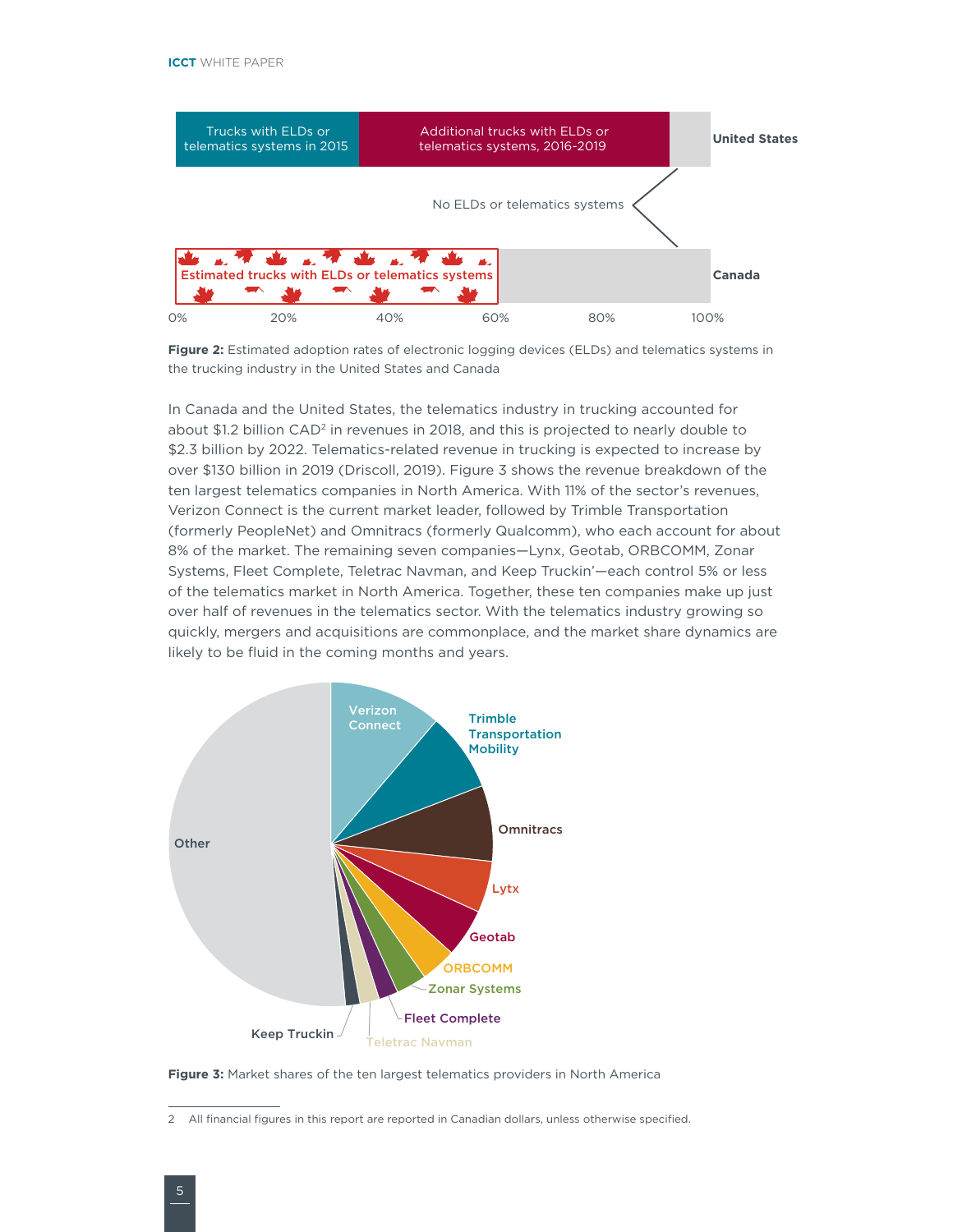**Figure 2:** Estimated adoption rates of electronic logging devices (ELDs) and telematics systems in the trucking industry in the United States and Canada

In Canada and the United States, the telematics industry in trucking accounted for about $1.2 billion CAD[2] in revenues in 2018, and this is projected to nearly double to $2.3 billion by 2022. Telematics-related revenue in trucking is expected to increase by over $130 billion in 2019 (Driscoll, 2019). Figure 3 shows the revenue breakdown of the ten largest telematics companies in North America. With 11% of the sector's revenues, Verizon Connect is the current market leader, followed by Trimble Transportation (formerly PeopleNet) and Omnitracs (formerly Qualcomm), who each account for about 8% of the market. The remaining seven companies—Lynx, Geotab, ORBCOMM, Zonar Systems, Fleet Complete, Teletrac Navman, and Keep Truckin'—each control 5% or less of the telematics market in North America. Together, these ten companies make up just over half of revenues in the telematics sector. With the telematics industry growing so quickly, mergers and acquisitions are commonplace, and the market share dynamics are likely to be fluid in the coming months and years.

**Figure 3:** Market shares of the ten largest telematics providers in North America

2 All financial figures in this report are reported in Canadian dollars, unless otherwise specified.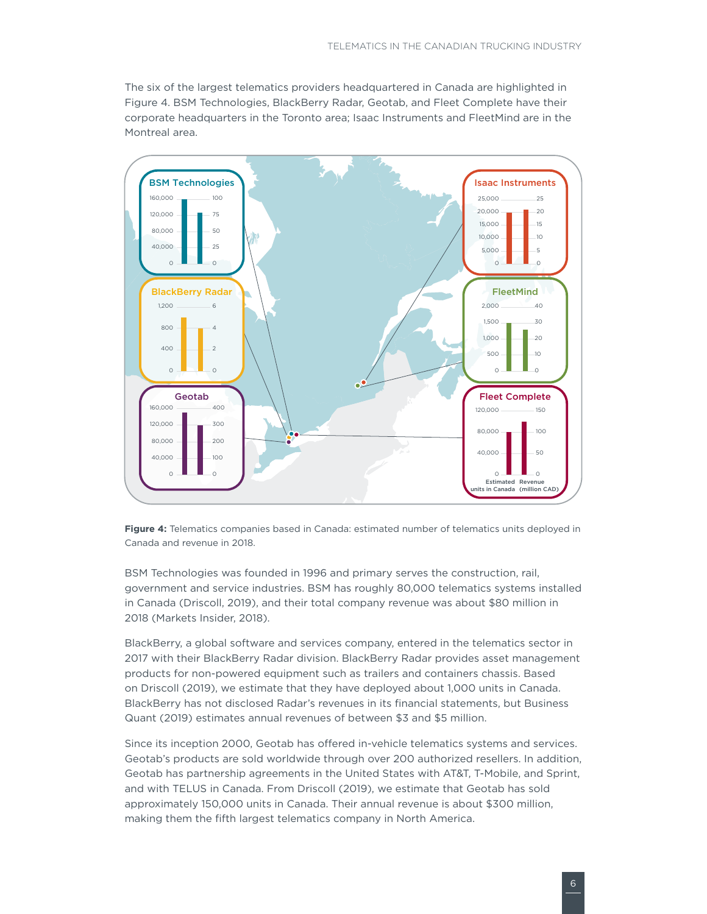The six of the largest telematics providers headquartered in Canada are highlighted in Figure 4. BSM Technologies, BlackBerry Radar, Geotab, and Fleet Complete have their corporate headquarters in the Toronto area; Isaac Instruments and FleetMind are in the Montreal area.

**Figure 4:** Telematics companies based in Canada: estimated number of telematics units deployed in Canada and revenue in 2018.

BSM Technologies was founded in 1996 and primary serves the construction, rail, government and service industries. BSM has roughly 80,000 telematics systems installed in Canada (Driscoll, 2019), and their total company revenue was about $80 million in 2018 (Markets Insider, 2018).

BlackBerry, a global software and services company, entered in the telematics sector in 2017 with their BlackBerry Radar division. BlackBerry Radar provides asset management products for non-powered equipment such as trailers and containers chassis. Based on Driscoll (2019), we estimate that they have deployed about 1,000 units in Canada. BlackBerry has not disclosed Radar's revenues in its financial statements, but Business Quant (2019) estimates annual revenues of between $3 and $5 million.

Since its inception 2000, Geotab has offered in-vehicle telematics systems and services. Geotab's products are sold worldwide through over 200 authorized resellers. In addition, Geotab has partnership agreements in the United States with AT&T, T-Mobile, and Sprint, and with TELUS in Canada. From Driscoll (2019), we estimate that Geotab has sold approximately 150,000 units in Canada. Their annual revenue is about $300 million, making them the fifth largest telematics company in North America.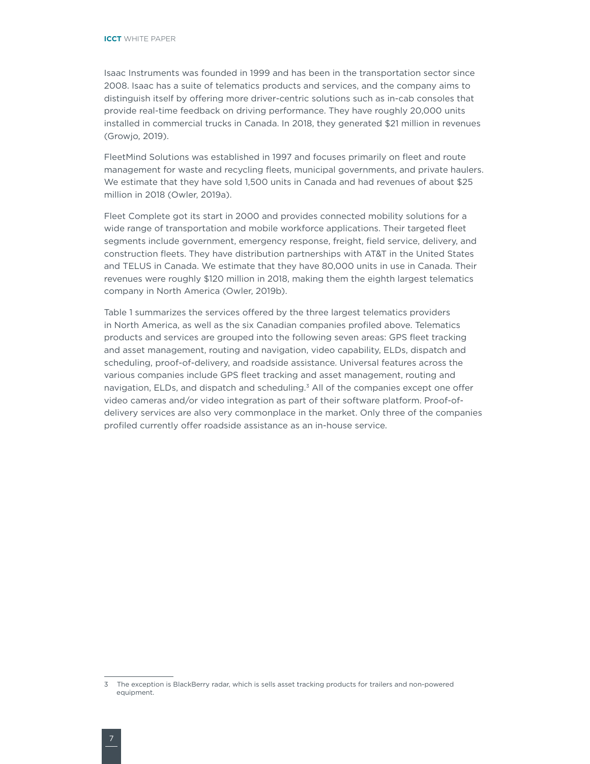Isaac Instruments was founded in 1999 and has been in the transportation sector since 2008. Isaac has a suite of telematics products and services, and the company aims to distinguish itself by offering more driver-centric solutions such as in-cab consoles that provide real-time feedback on driving performance. They have roughly 20,000 units installed in commercial trucks in Canada. In 2018, they generated $21 million in revenues (Growjo, 2019).

FleetMind Solutions was established in 1997 and focuses primarily on fleet and route management for waste and recycling fleets, municipal governments, and private haulers. We estimate that they have sold 1,500 units in Canada and had revenues of about $25 million in 2018 (Owler, 2019a).

Fleet Complete got its start in 2000 and provides connected mobility solutions for a wide range of transportation and mobile workforce applications. Their targeted fleet segments include government, emergency response, freight, field service, delivery, and construction fleets. They have distribution partnerships with AT&T in the United States and TELUS in Canada. We estimate that they have 80,000 units in use in Canada. Their revenues were roughly $120 million in 2018, making them the eighth largest telematics company in North America (Owler, 2019b).

Table 1 summarizes the services offered by the three largest telematics providers in North America, as well as the six Canadian companies profiled above. Telematics products and services are grouped into the following seven areas: GPS fleet tracking and asset management, routing and navigation, video capability, ELDs, dispatch and scheduling, proof-of-delivery, and roadside assistance. Universal features across the various companies include GPS fleet tracking and asset management, routing and navigation, ELDs, and dispatch and scheduling.[3] All of the companies except one offer video cameras and/or video integration as part of their software platform. Proof-of-delivery services are also very commonplace in the market. Only three of the companies profiled currently offer roadside assistance as an in-house service.

---

3 The exception is BlackBerry radar, which is sells asset tracking products for trailers and non-powered equipment.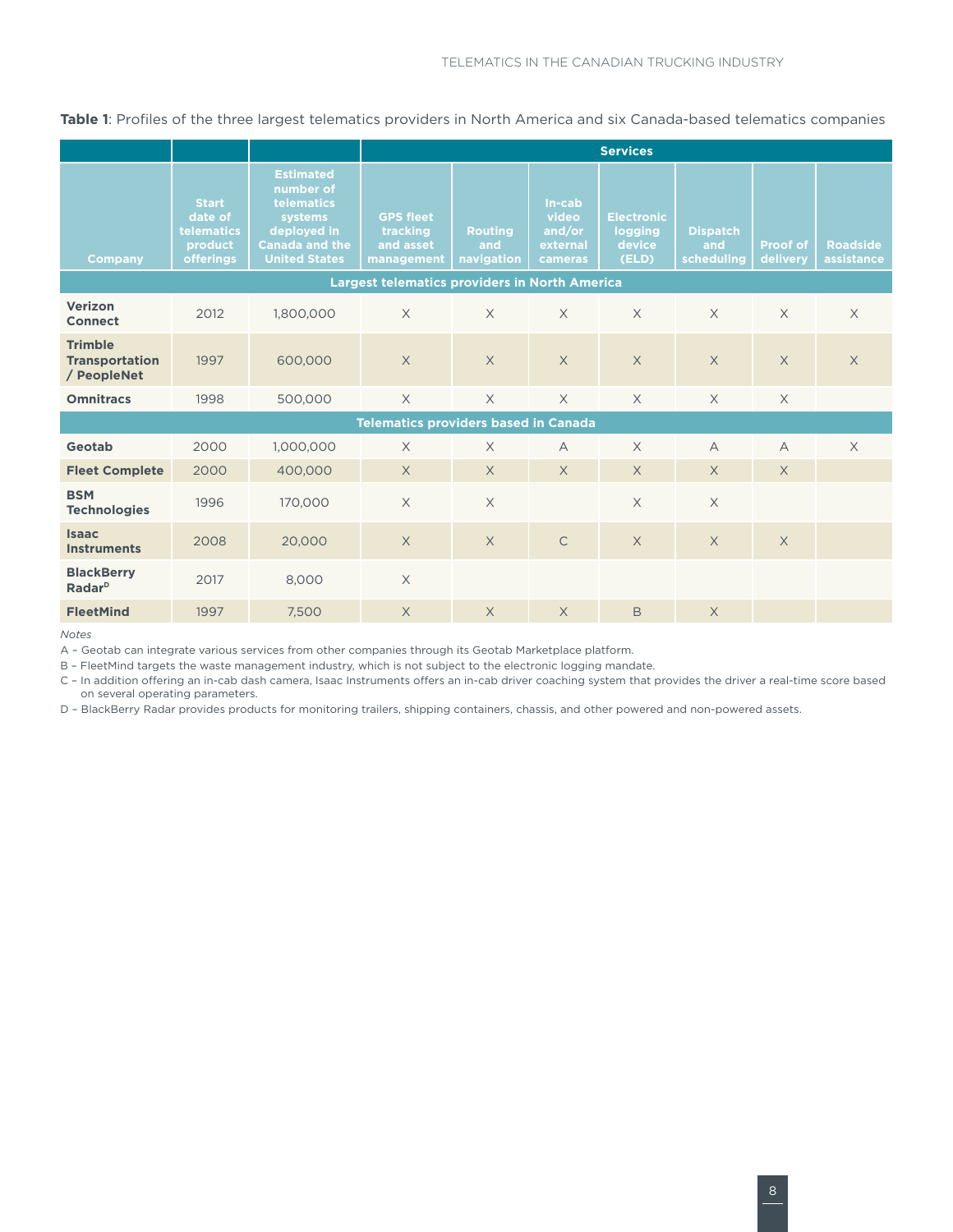**Table 1**: Profiles of the three largest telematics providers in North America and six Canada-based telematics companies

| | | | Services | | | | | | |
|---|---|---|---|---|---|---|---|---|---|
| Company | Start date of telematics product offerings | Estimated number of telematics systems deployed in Canada and the United States | GPS fleet tracking and asset management | Routing and navigation | In-cab video and/or external cameras | Electronic logging device (ELD) | Dispatch and scheduling | Proof of delivery | Roadside assistance |
| **Largest telematics providers in North America** | | | | | | | | | |
| **Verizon Connect** | 2012 | 1,800,000 | X | X | X | X | X | X | X |
| **Trimble Transportation / PeopleNet** | 1997 | 600,000 | X | X | X | X | X | X | X |
| **Omnitracs** | 1998 | 500,000 | X | X | X | X | X | X | |
| **Telematics providers based in Canada** | | | | | | | | | |
| **Geotab** | 2000 | 1,000,000 | X | X | A | X | A | A | X |
| **Fleet Complete** | 2000 | 400,000 | X | X | X | X | X | X | |
| **BSM Technologies** | 1996 | 170,000 | X | X | | X | X | | |
| **Isaac Instruments** | 2008 | 20,000 | X | X | C | X | X | X | |
| **BlackBerry Radar**[D] | 2017 | 8,000 | X | | | | | | |
| **FleetMind** | 1997 | 7,500 | X | X | X | B | X | | |

*Notes*

A – Geotab can integrate various services from other companies through its Geotab Marketplace platform.

B – FleetMind targets the waste management industry, which is not subject to the electronic logging mandate.

C – In addition offering an in-cab dash camera, Isaac Instruments offers an in-cab driver coaching system that provides the driver a real-time score based on several operating parameters.

D – BlackBerry Radar provides products for monitoring trailers, shipping containers, chassis, and other powered and non-powered assets.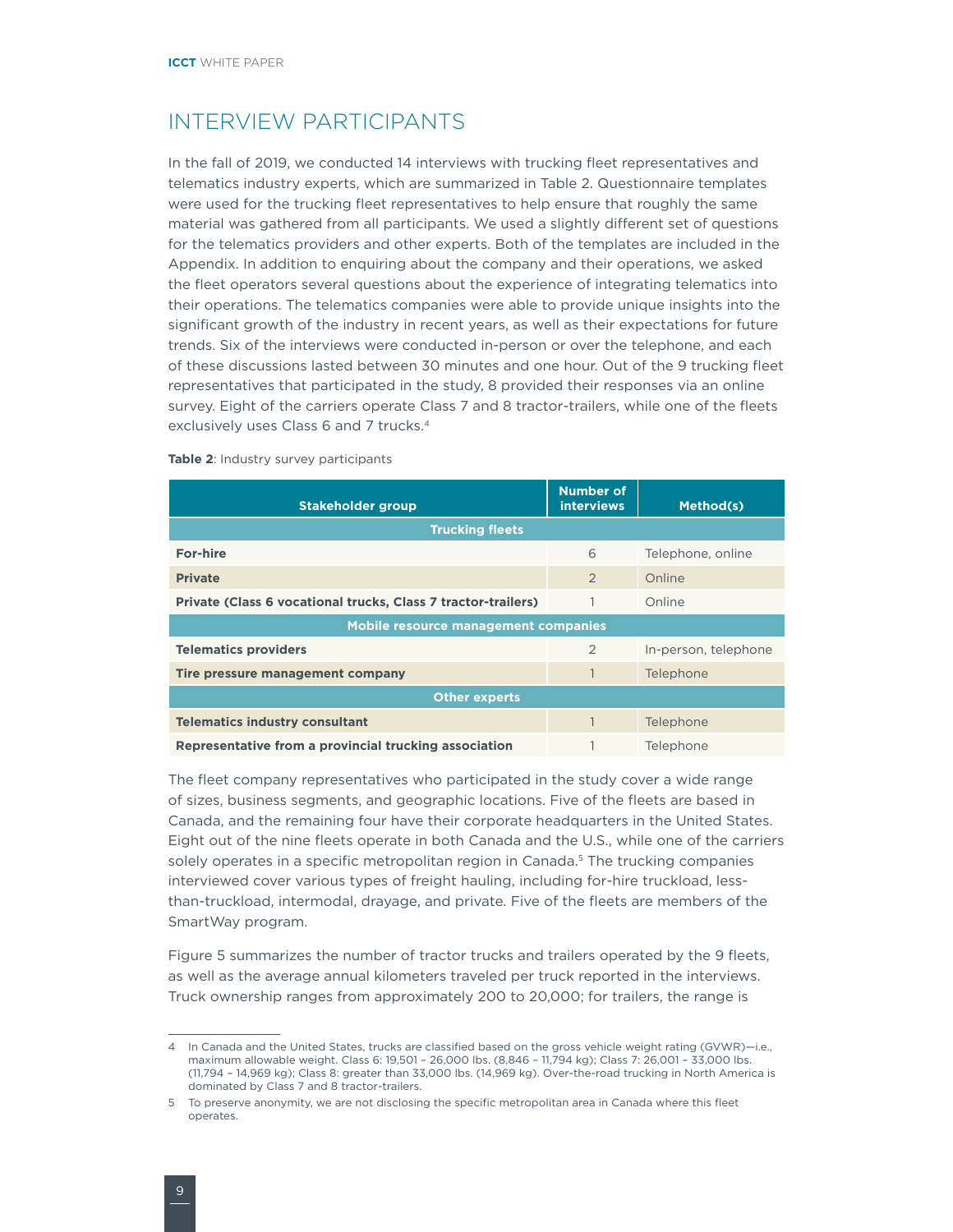## INTERVIEW PARTICIPANTS

In the fall of 2019, we conducted 14 interviews with trucking fleet representatives and telematics industry experts, which are summarized in Table 2. Questionnaire templates were used for the trucking fleet representatives to help ensure that roughly the same material was gathered from all participants. We used a slightly different set of questions for the telematics providers and other experts. Both of the templates are included in the Appendix. In addition to enquiring about the company and their operations, we asked the fleet operators several questions about the experience of integrating telematics into their operations. The telematics companies were able to provide unique insights into the significant growth of the industry in recent years, as well as their expectations for future trends. Six of the interviews were conducted in-person or over the telephone, and each of these discussions lasted between 30 minutes and one hour. Out of the 9 trucking fleet representatives that participated in the study, 8 provided their responses via an online survey. Eight of the carriers operate Class 7 and 8 tractor-trailers, while one of the fleets exclusively uses Class 6 and 7 trucks.[4]

**Table 2**: Industry survey participants

| Stakeholder group | Number of interviews | Method(s) |
|---|---|---|
| **Trucking fleets** | | |
| **For-hire** | 6 | Telephone, online |
| **Private** | 2 | Online |
| **Private (Class 6 vocational trucks, Class 7 tractor-trailers)** | 1 | Online |
| **Mobile resource management companies** | | |
| **Telematics providers** | 2 | In-person, telephone |
| **Tire pressure management company** | 1 | Telephone |
| **Other experts** | | |
| **Telematics industry consultant** | 1 | Telephone |
| **Representative from a provincial trucking association** | 1 | Telephone |

The fleet company representatives who participated in the study cover a wide range of sizes, business segments, and geographic locations. Five of the fleets are based in Canada, and the remaining four have their corporate headquarters in the United States. Eight out of the nine fleets operate in both Canada and the U.S., while one of the carriers solely operates in a specific metropolitan region in Canada.[5] The trucking companies interviewed cover various types of freight hauling, including for-hire truckload, less-than-truckload, intermodal, drayage, and private. Five of the fleets are members of the SmartWay program.

Figure 5 summarizes the number of tractor trucks and trailers operated by the 9 fleets, as well as the average annual kilometers traveled per truck reported in the interviews. Truck ownership ranges from approximately 200 to 20,000; for trailers, the range is

---

4 In Canada and the United States, trucks are classified based on the gross vehicle weight rating (GVWR)—i.e., maximum allowable weight. Class 6: 19,501 – 26,000 lbs. (8,846 – 11,794 kg); Class 7: 26,001 – 33,000 lbs. (11,794 – 14,969 kg); Class 8: greater than 33,000 lbs. (14,969 kg). Over-the-road trucking in North America is dominated by Class 7 and 8 tractor-trailers.

5 To preserve anonymity, we are not disclosing the specific metropolitan area in Canada where this fleet operates.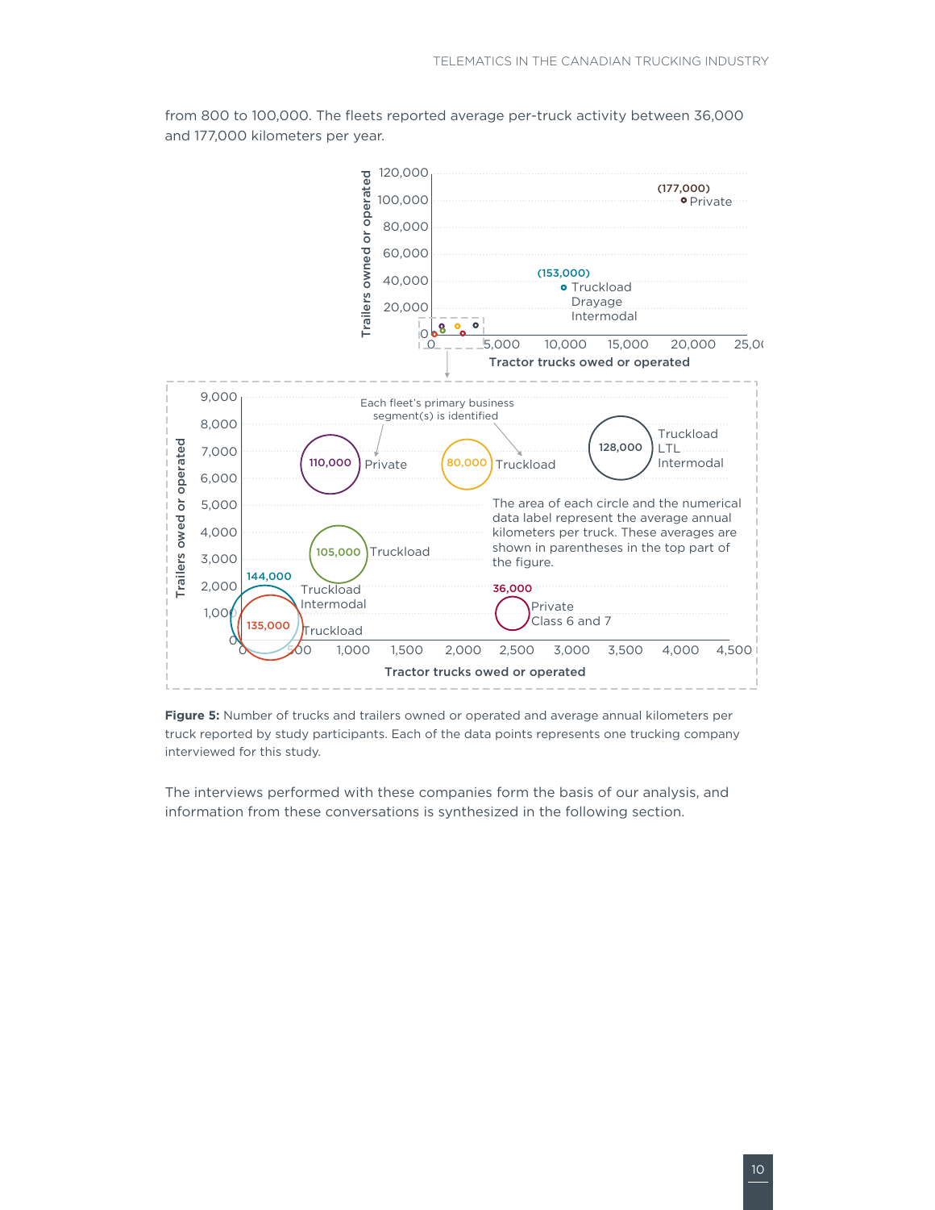from 800 to 100,000. The fleets reported average per-truck activity between 36,000 and 177,000 kilometers per year.

**Figure 5:** Number of trucks and trailers owned or operated and average annual kilometers per truck reported by study participants. Each of the data points represents one trucking company interviewed for this study.

The interviews performed with these companies form the basis of our analysis, and information from these conversations is synthesized in the following section.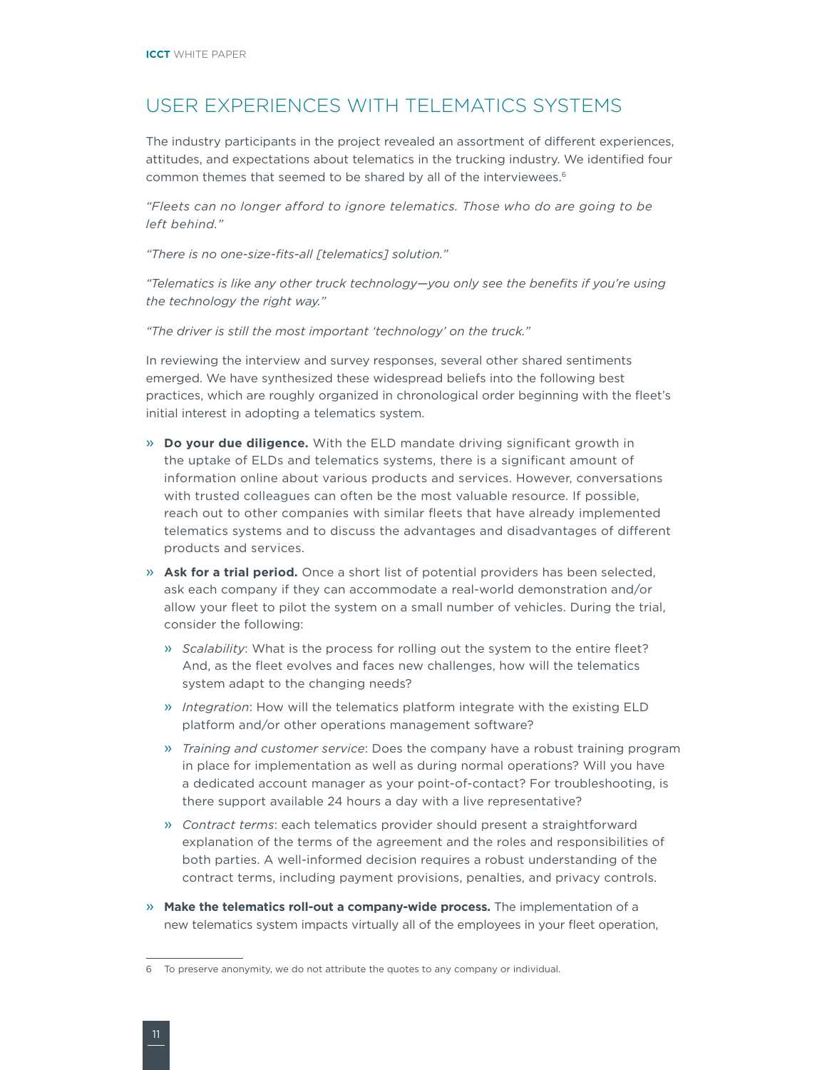## USER EXPERIENCES WITH TELEMATICS SYSTEMS

The industry participants in the project revealed an assortment of different experiences, attitudes, and expectations about telematics in the trucking industry. We identified four common themes that seemed to be shared by all of the interviewees.[6]

*"Fleets can no longer afford to ignore telematics. Those who do are going to be left behind."*

*"There is no one-size-fits-all [telematics] solution."*

*"Telematics is like any other truck technology—you only see the benefits if you're using the technology the right way."*

*"The driver is still the most important 'technology' on the truck."*

In reviewing the interview and survey responses, several other shared sentiments emerged. We have synthesized these widespread beliefs into the following best practices, which are roughly organized in chronological order beginning with the fleet's initial interest in adopting a telematics system.

- **Do your due diligence.** With the ELD mandate driving significant growth in the uptake of ELDs and telematics systems, there is a significant amount of information online about various products and services. However, conversations with trusted colleagues can often be the most valuable resource. If possible, reach out to other companies with similar fleets that have already implemented telematics systems and to discuss the advantages and disadvantages of different products and services.
- **Ask for a trial period.** Once a short list of potential providers has been selected, ask each company if they can accommodate a real-world demonstration and/or allow your fleet to pilot the system on a small number of vehicles. During the trial, consider the following:
  - *Scalability*: What is the process for rolling out the system to the entire fleet? And, as the fleet evolves and faces new challenges, how will the telematics system adapt to the changing needs?
  - *Integration*: How will the telematics platform integrate with the existing ELD platform and/or other operations management software?
  - *Training and customer service*: Does the company have a robust training program in place for implementation as well as during normal operations? Will you have a dedicated account manager as your point-of-contact? For troubleshooting, is there support available 24 hours a day with a live representative?
  - *Contract terms*: each telematics provider should present a straightforward explanation of the terms of the agreement and the roles and responsibilities of both parties. A well-informed decision requires a robust understanding of the contract terms, including payment provisions, penalties, and privacy controls.
- **Make the telematics roll-out a company-wide process.** The implementation of a new telematics system impacts virtually all of the employees in your fleet operation,

6 To preserve anonymity, we do not attribute the quotes to any company or individual.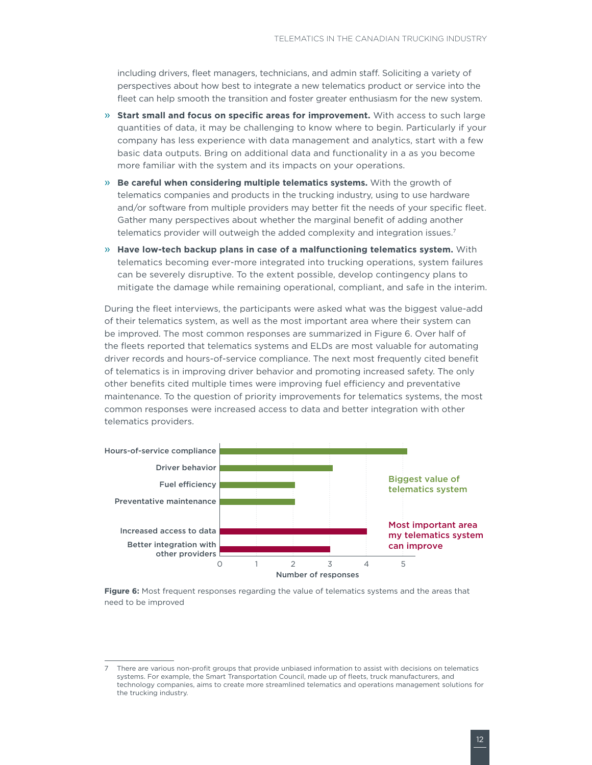including drivers, fleet managers, technicians, and admin staff. Soliciting a variety of perspectives about how best to integrate a new telematics product or service into the fleet can help smooth the transition and foster greater enthusiasm for the new system.

- **Start small and focus on specific areas for improvement.** With access to such large quantities of data, it may be challenging to know where to begin. Particularly if your company has less experience with data management and analytics, start with a few basic data outputs. Bring on additional data and functionality in a as you become more familiar with the system and its impacts on your operations.
- **Be careful when considering multiple telematics systems.** With the growth of telematics companies and products in the trucking industry, using to use hardware and/or software from multiple providers may better fit the needs of your specific fleet. Gather many perspectives about whether the marginal benefit of adding another telematics provider will outweigh the added complexity and integration issues.[7]
- **Have low-tech backup plans in case of a malfunctioning telematics system.** With telematics becoming ever-more integrated into trucking operations, system failures can be severely disruptive. To the extent possible, develop contingency plans to mitigate the damage while remaining operational, compliant, and safe in the interim.

During the fleet interviews, the participants were asked what was the biggest value-add of their telematics system, as well as the most important area where their system can be improved. The most common responses are summarized in Figure 6. Over half of the fleets reported that telematics systems and ELDs are most valuable for automating driver records and hours-of-service compliance. The next most frequently cited benefit of telematics is in improving driver behavior and promoting increased safety. The only other benefits cited multiple times were improving fuel efficiency and preventative maintenance. To the question of priority improvements for telematics systems, the most common responses were increased access to data and better integration with other telematics providers.

| Category | Response | Number of responses |
| --- | --- | --- |
| Biggest value of telematics system | Hours-of-service compliance | 5 |
| | Driver behavior | 3 |
| | Fuel efficiency | 2 |
| | Preventative maintenance | 2 |
| Most important area my telematics system can improve | Increased access to data | 4 |
| | Better integration with other providers | 3 |

**Figure 6:** Most frequent responses regarding the value of telematics systems and the areas that need to be improved

7 There are various non-profit groups that provide unbiased information to assist with decisions on telematics systems. For example, the Smart Transportation Council, made up of fleets, truck manufacturers, and technology companies, aims to create more streamlined telematics and operations management solutions for the trucking industry.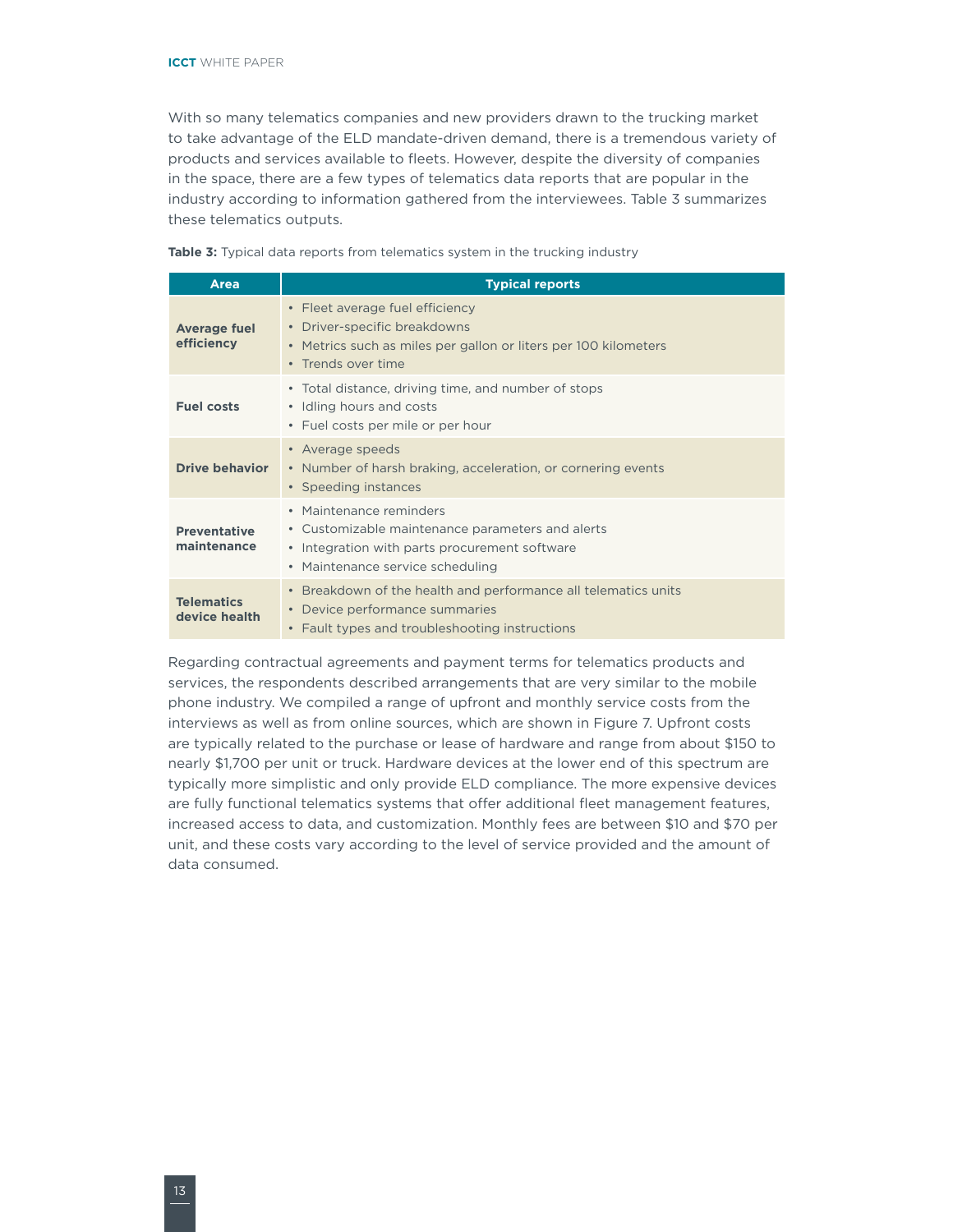With so many telematics companies and new providers drawn to the trucking market to take advantage of the ELD mandate-driven demand, there is a tremendous variety of products and services available to fleets. However, despite the diversity of companies in the space, there are a few types of telematics data reports that are popular in the industry according to information gathered from the interviewees. Table 3 summarizes these telematics outputs.

**Table 3:** Typical data reports from telematics system in the trucking industry

| Area | Typical reports |
| --- | --- |
| **Average fuel efficiency** | • Fleet average fuel efficiency<br>• Driver-specific breakdowns<br>• Metrics such as miles per gallon or liters per 100 kilometers<br>• Trends over time |
| **Fuel costs** | • Total distance, driving time, and number of stops<br>• Idling hours and costs<br>• Fuel costs per mile or per hour |
| **Drive behavior** | • Average speeds<br>• Number of harsh braking, acceleration, or cornering events<br>• Speeding instances |
| **Preventative maintenance** | • Maintenance reminders<br>• Customizable maintenance parameters and alerts<br>• Integration with parts procurement software<br>• Maintenance service scheduling |
| **Telematics device health** | • Breakdown of the health and performance all telematics units<br>• Device performance summaries<br>• Fault types and troubleshooting instructions |

Regarding contractual agreements and payment terms for telematics products and services, the respondents described arrangements that are very similar to the mobile phone industry. We compiled a range of upfront and monthly service costs from the interviews as well as from online sources, which are shown in Figure 7. Upfront costs are typically related to the purchase or lease of hardware and range from about $150 to nearly $1,700 per unit or truck. Hardware devices at the lower end of this spectrum are typically more simplistic and only provide ELD compliance. The more expensive devices are fully functional telematics systems that offer additional fleet management features, increased access to data, and customization. Monthly fees are between $10 and $70 per unit, and these costs vary according to the level of service provided and the amount of data consumed.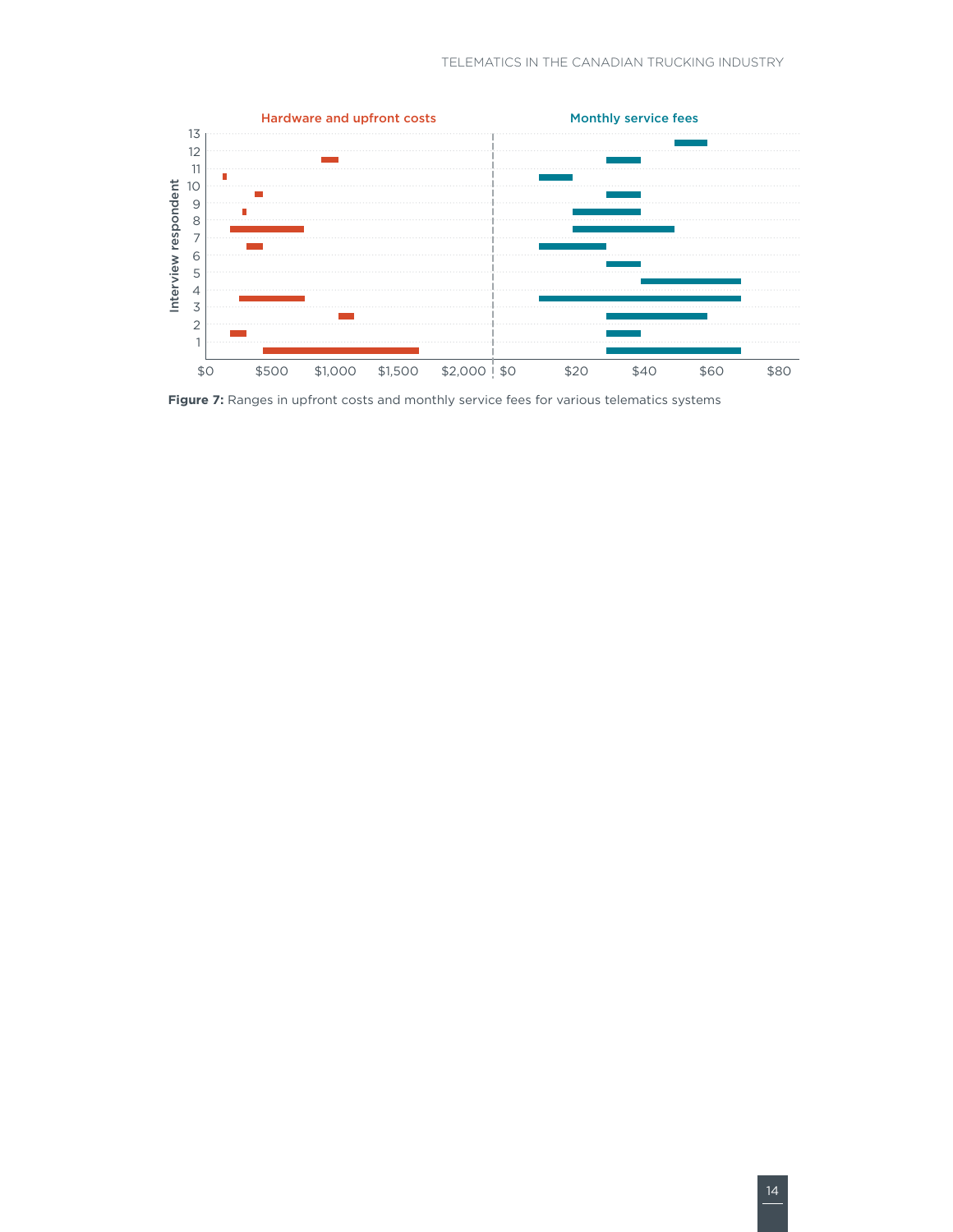**Figure 7:** Ranges in upfront costs and monthly service fees for various telematics systems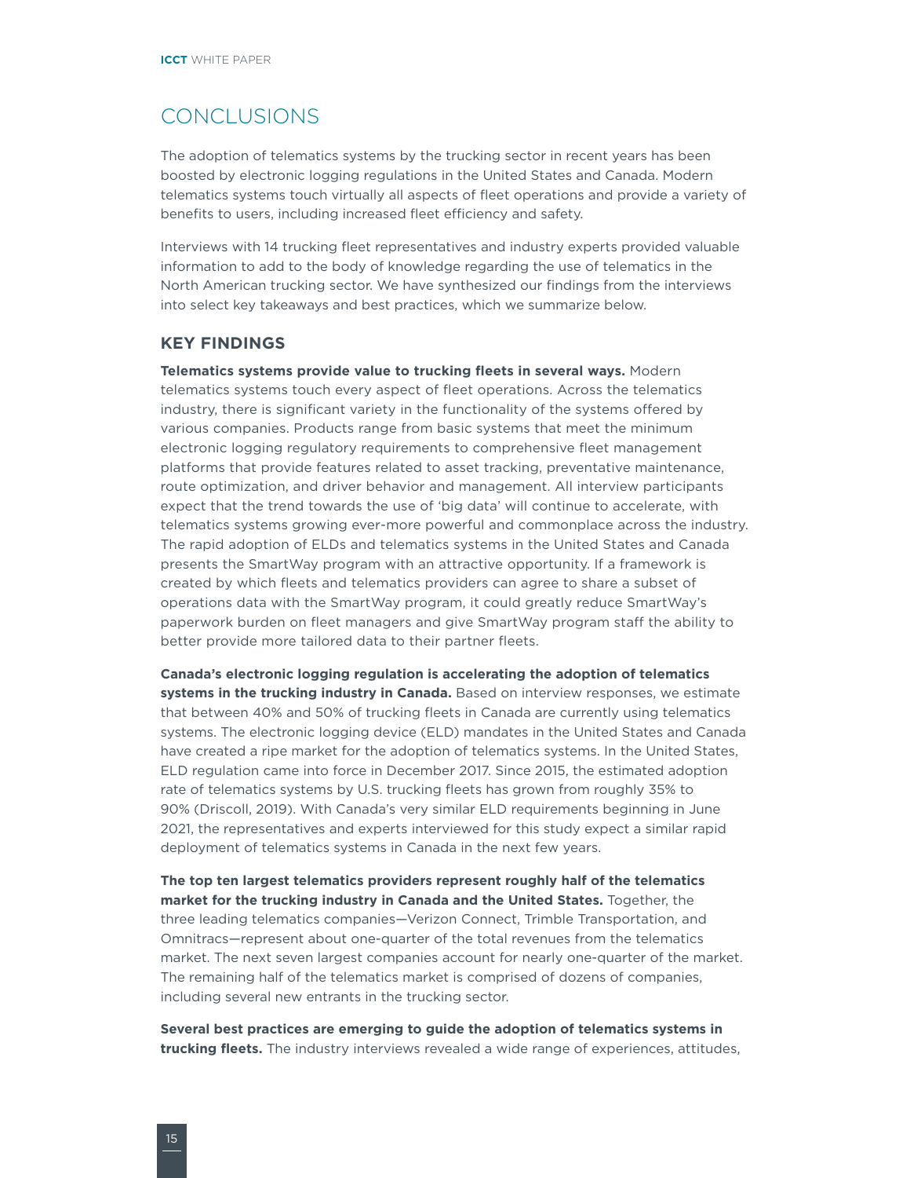# CONCLUSIONS

The adoption of telematics systems by the trucking sector in recent years has been boosted by electronic logging regulations in the United States and Canada. Modern telematics systems touch virtually all aspects of fleet operations and provide a variety of benefits to users, including increased fleet efficiency and safety.

Interviews with 14 trucking fleet representatives and industry experts provided valuable information to add to the body of knowledge regarding the use of telematics in the North American trucking sector. We have synthesized our findings from the interviews into select key takeaways and best practices, which we summarize below.

## KEY FINDINGS

**Telematics systems provide value to trucking fleets in several ways.** Modern telematics systems touch every aspect of fleet operations. Across the telematics industry, there is significant variety in the functionality of the systems offered by various companies. Products range from basic systems that meet the minimum electronic logging regulatory requirements to comprehensive fleet management platforms that provide features related to asset tracking, preventative maintenance, route optimization, and driver behavior and management. All interview participants expect that the trend towards the use of 'big data' will continue to accelerate, with telematics systems growing ever-more powerful and commonplace across the industry. The rapid adoption of ELDs and telematics systems in the United States and Canada presents the SmartWay program with an attractive opportunity. If a framework is created by which fleets and telematics providers can agree to share a subset of operations data with the SmartWay program, it could greatly reduce SmartWay's paperwork burden on fleet managers and give SmartWay program staff the ability to better provide more tailored data to their partner fleets.

**Canada's electronic logging regulation is accelerating the adoption of telematics systems in the trucking industry in Canada.** Based on interview responses, we estimate that between 40% and 50% of trucking fleets in Canada are currently using telematics systems. The electronic logging device (ELD) mandates in the United States and Canada have created a ripe market for the adoption of telematics systems. In the United States, ELD regulation came into force in December 2017. Since 2015, the estimated adoption rate of telematics systems by U.S. trucking fleets has grown from roughly 35% to 90% (Driscoll, 2019). With Canada's very similar ELD requirements beginning in June 2021, the representatives and experts interviewed for this study expect a similar rapid deployment of telematics systems in Canada in the next few years.

**The top ten largest telematics providers represent roughly half of the telematics market for the trucking industry in Canada and the United States.** Together, the three leading telematics companies—Verizon Connect, Trimble Transportation, and Omnitracs—represent about one-quarter of the total revenues from the telematics market. The next seven largest companies account for nearly one-quarter of the market. The remaining half of the telematics market is comprised of dozens of companies, including several new entrants in the trucking sector.

**Several best practices are emerging to guide the adoption of telematics systems in trucking fleets.** The industry interviews revealed a wide range of experiences, attitudes,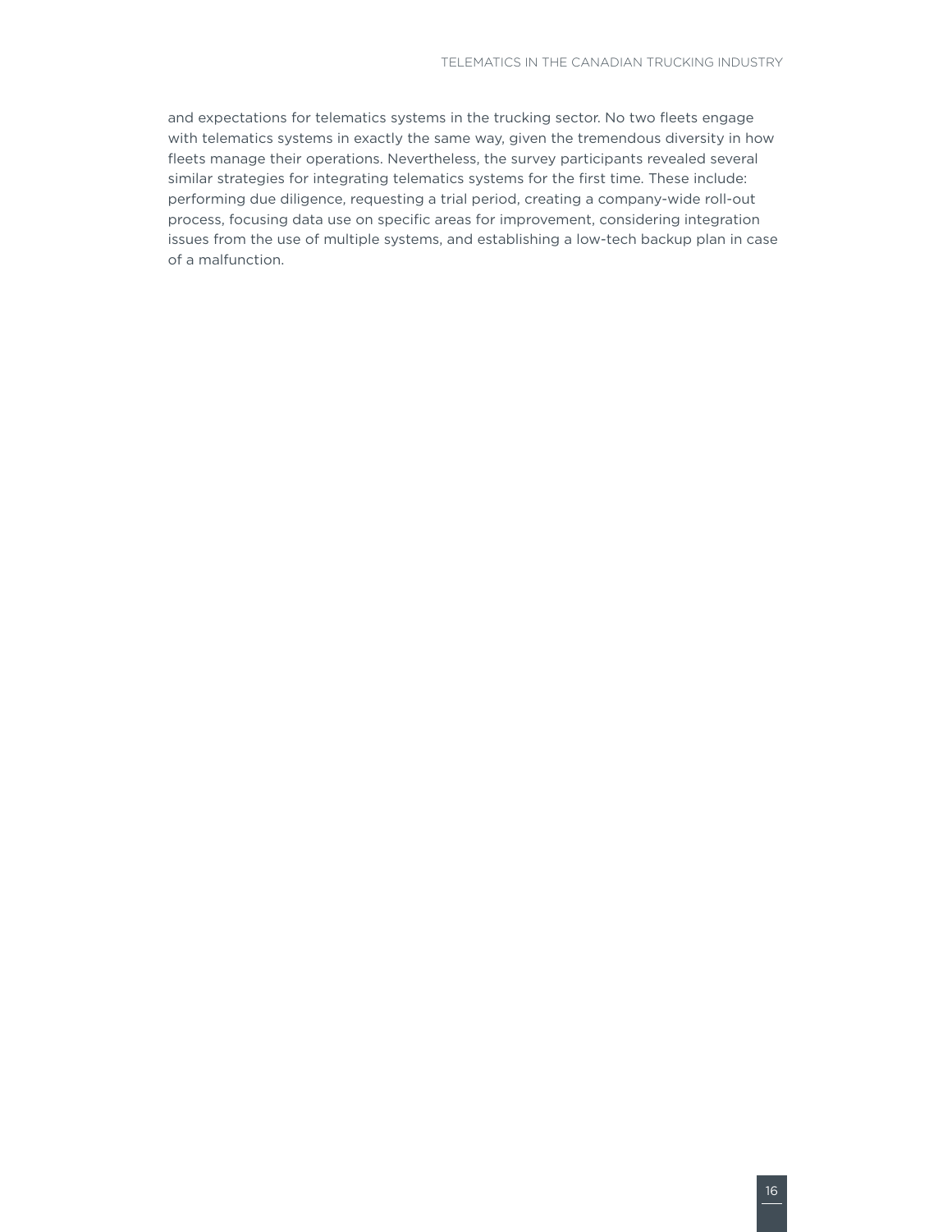and expectations for telematics systems in the trucking sector. No two fleets engage with telematics systems in exactly the same way, given the tremendous diversity in how fleets manage their operations. Nevertheless, the survey participants revealed several similar strategies for integrating telematics systems for the first time. These include: performing due diligence, requesting a trial period, creating a company-wide roll-out process, focusing data use on specific areas for improvement, considering integration issues from the use of multiple systems, and establishing a low-tech backup plan in case of a malfunction.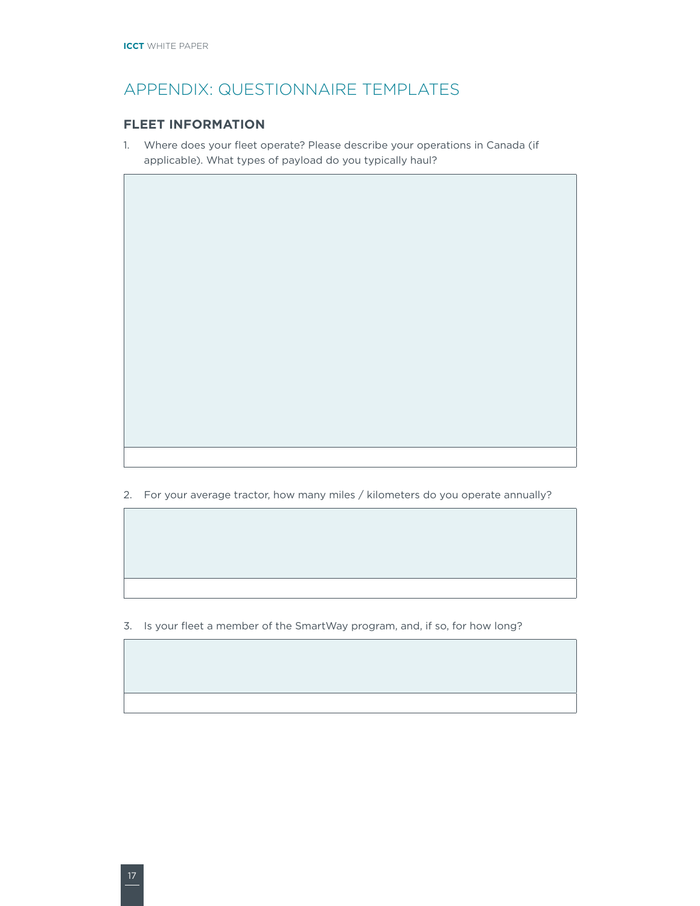# APPENDIX: QUESTIONNAIRE TEMPLATES

## FLEET INFORMATION

1. Where does your fleet operate? Please describe your operations in Canada (if applicable). What types of payload do you typically haul?

2. For your average tractor, how many miles / kilometers do you operate annually?

3. Is your fleet a member of the SmartWay program, and, if so, for how long?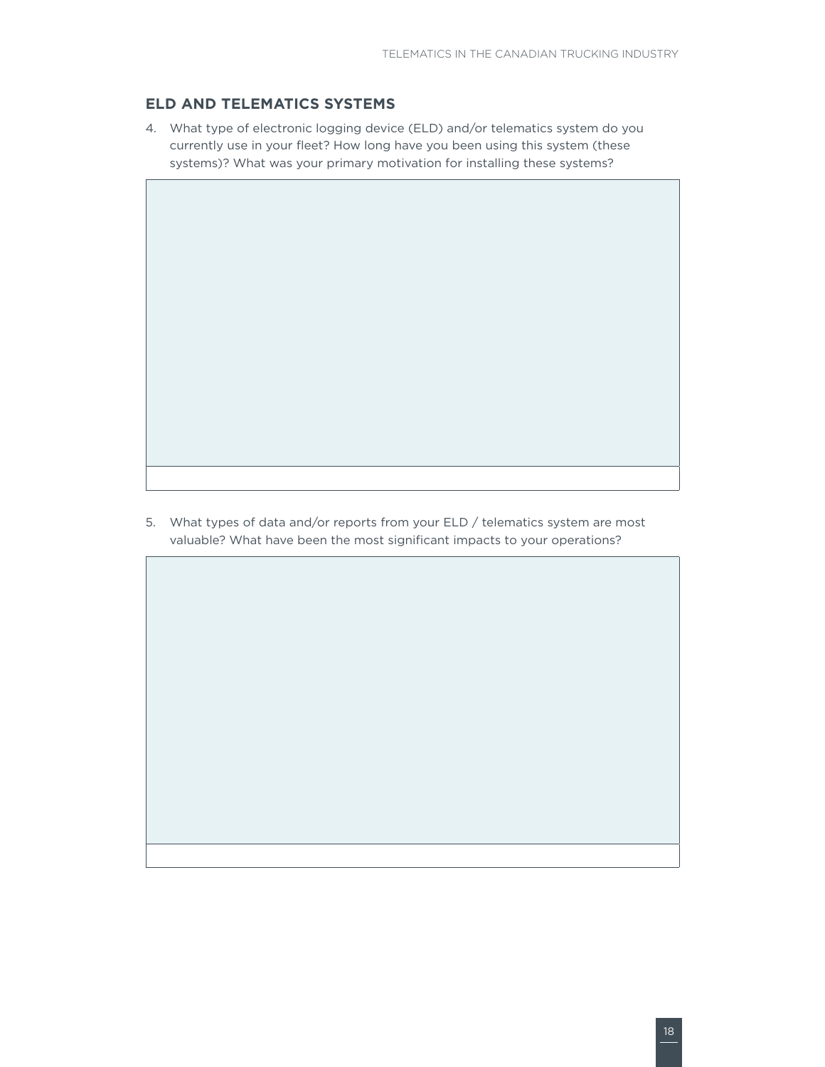## ELD AND TELEMATICS SYSTEMS

4. What type of electronic logging device (ELD) and/or telematics system do you currently use in your fleet? How long have you been using this system (these systems)? What was your primary motivation for installing these systems?

5. What types of data and/or reports from your ELD / telematics system are most valuable? What have been the most significant impacts to your operations?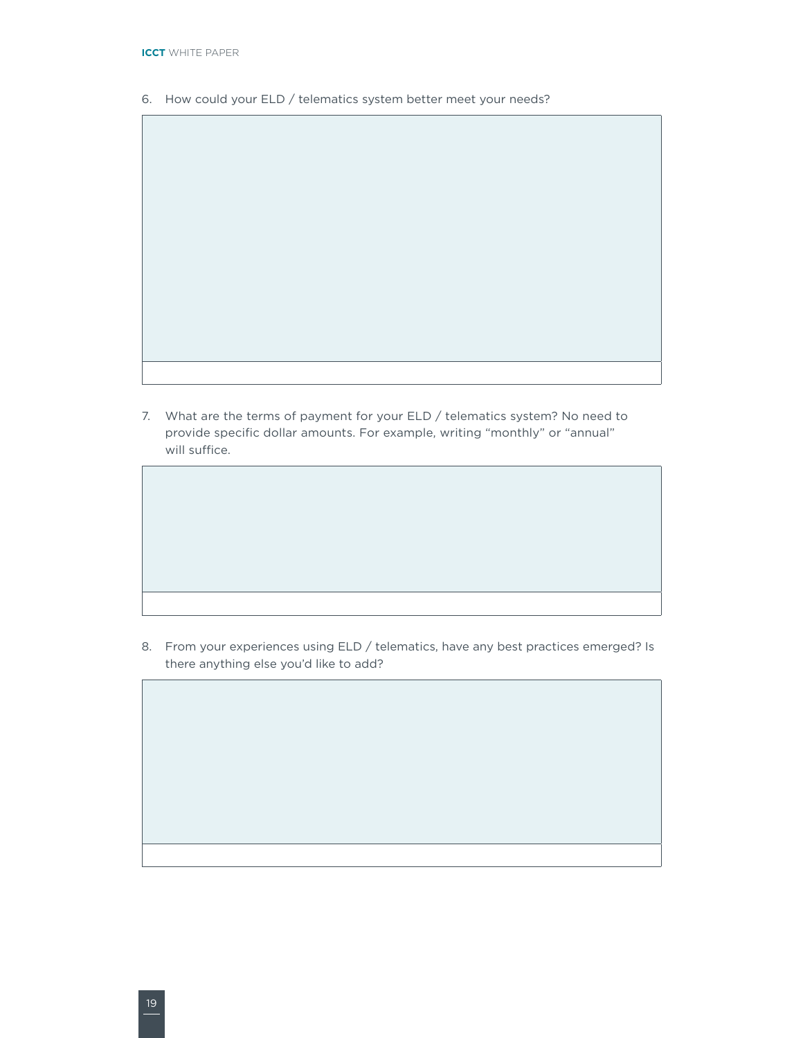6. How could your ELD / telematics system better meet your needs?

7. What are the terms of payment for your ELD / telematics system? No need to provide specific dollar amounts. For example, writing “monthly” or “annual” will suffice.

8. From your experiences using ELD / telematics, have any best practices emerged? Is there anything else you’d like to add?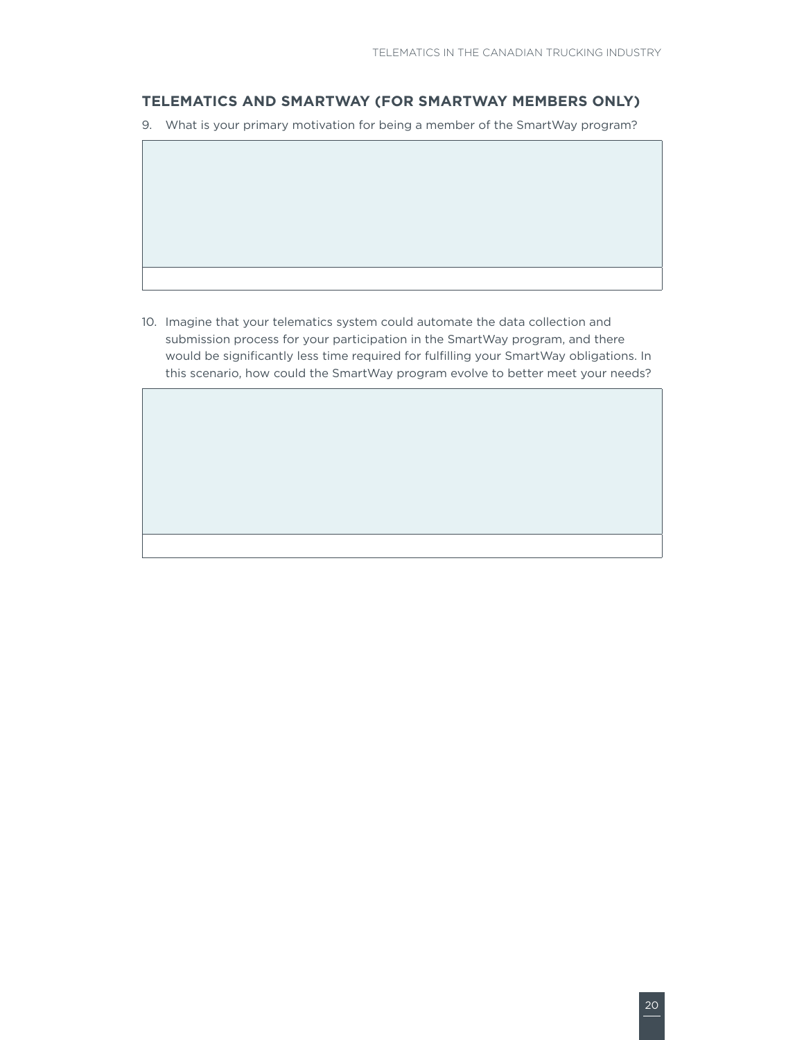## TELEMATICS AND SMARTWAY (FOR SMARTWAY MEMBERS ONLY)

9. What is your primary motivation for being a member of the SmartWay program?

10. Imagine that your telematics system could automate the data collection and submission process for your participation in the SmartWay program, and there would be significantly less time required for fulfilling your SmartWay obligations. In this scenario, how could the SmartWay program evolve to better meet your needs?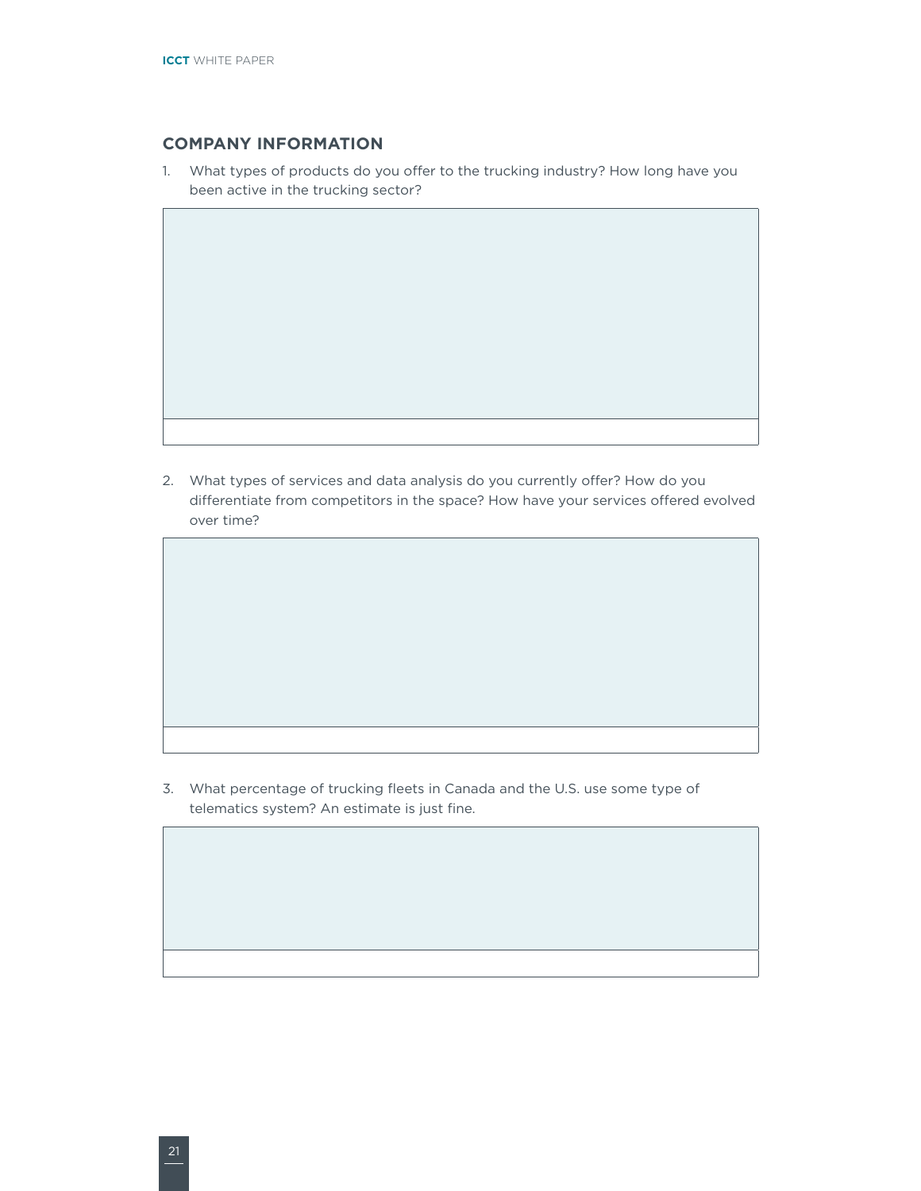## COMPANY INFORMATION

1. What types of products do you offer to the trucking industry? How long have you been active in the trucking sector?

2. What types of services and data analysis do you currently offer? How do you differentiate from competitors in the space? How have your services offered evolved over time?

3. What percentage of trucking fleets in Canada and the U.S. use some type of telematics system? An estimate is just fine.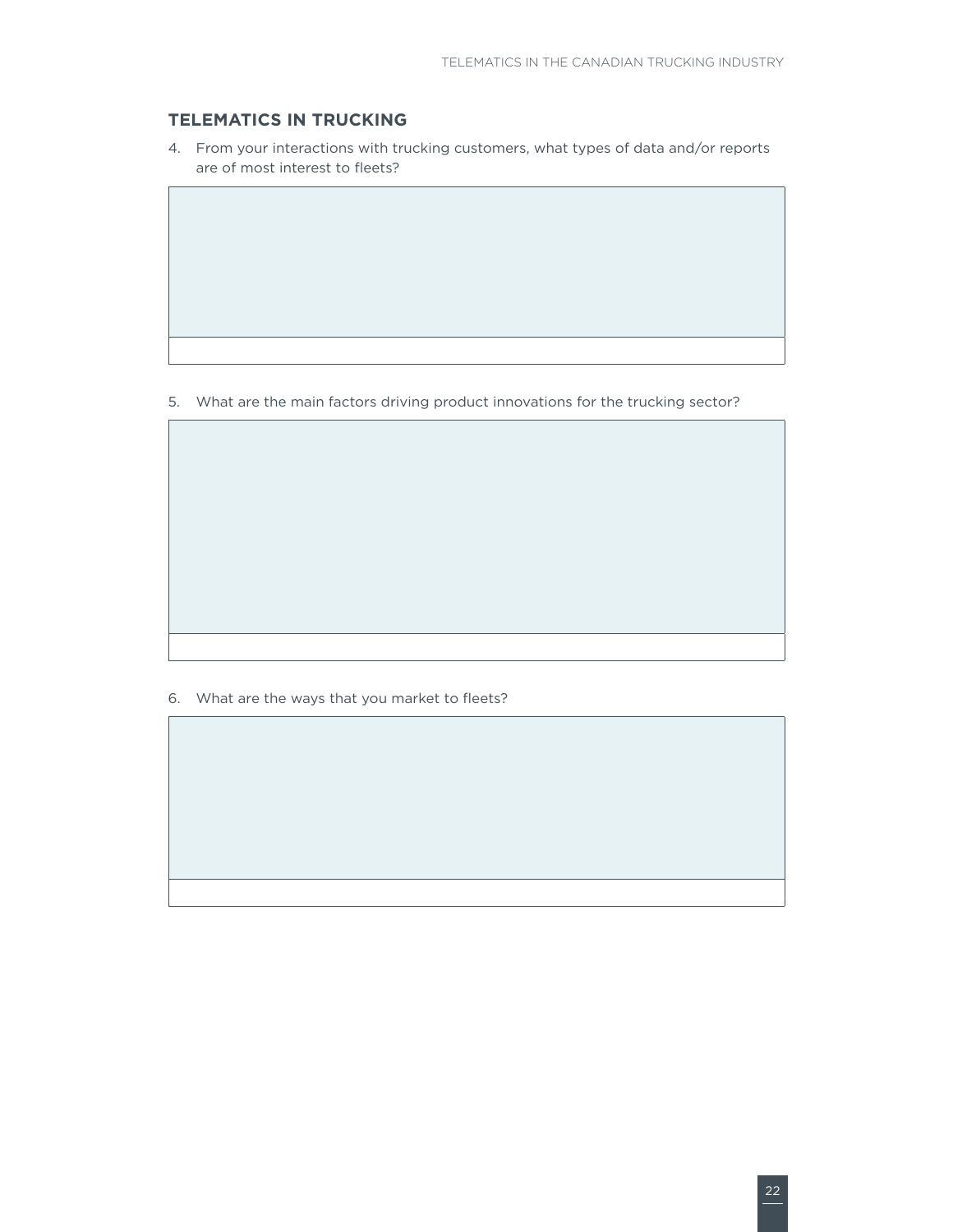## TELEMATICS IN TRUCKING

4. From your interactions with trucking customers, what types of data and/or reports are of most interest to fleets?

5. What are the main factors driving product innovations for the trucking sector?

6. What are the ways that you market to fleets?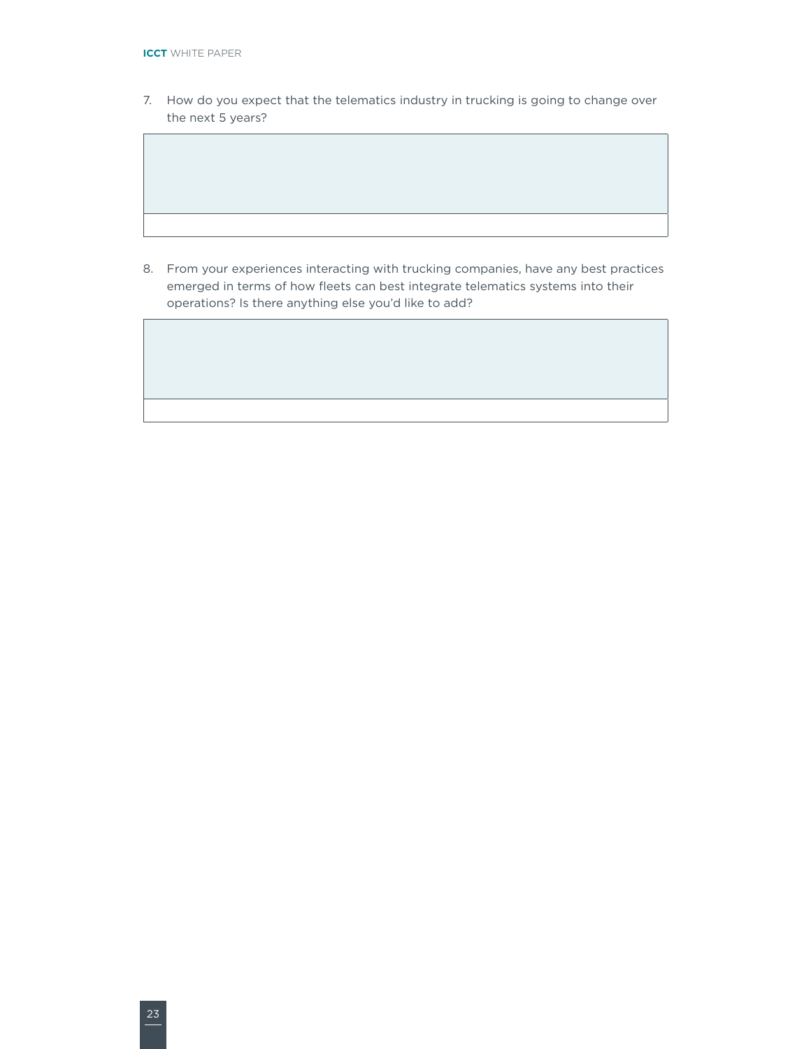7. How do you expect that the telematics industry in trucking is going to change over the next 5 years?

8. From your experiences interacting with trucking companies, have any best practices emerged in terms of how fleets can best integrate telematics systems into their operations? Is there anything else you'd like to add?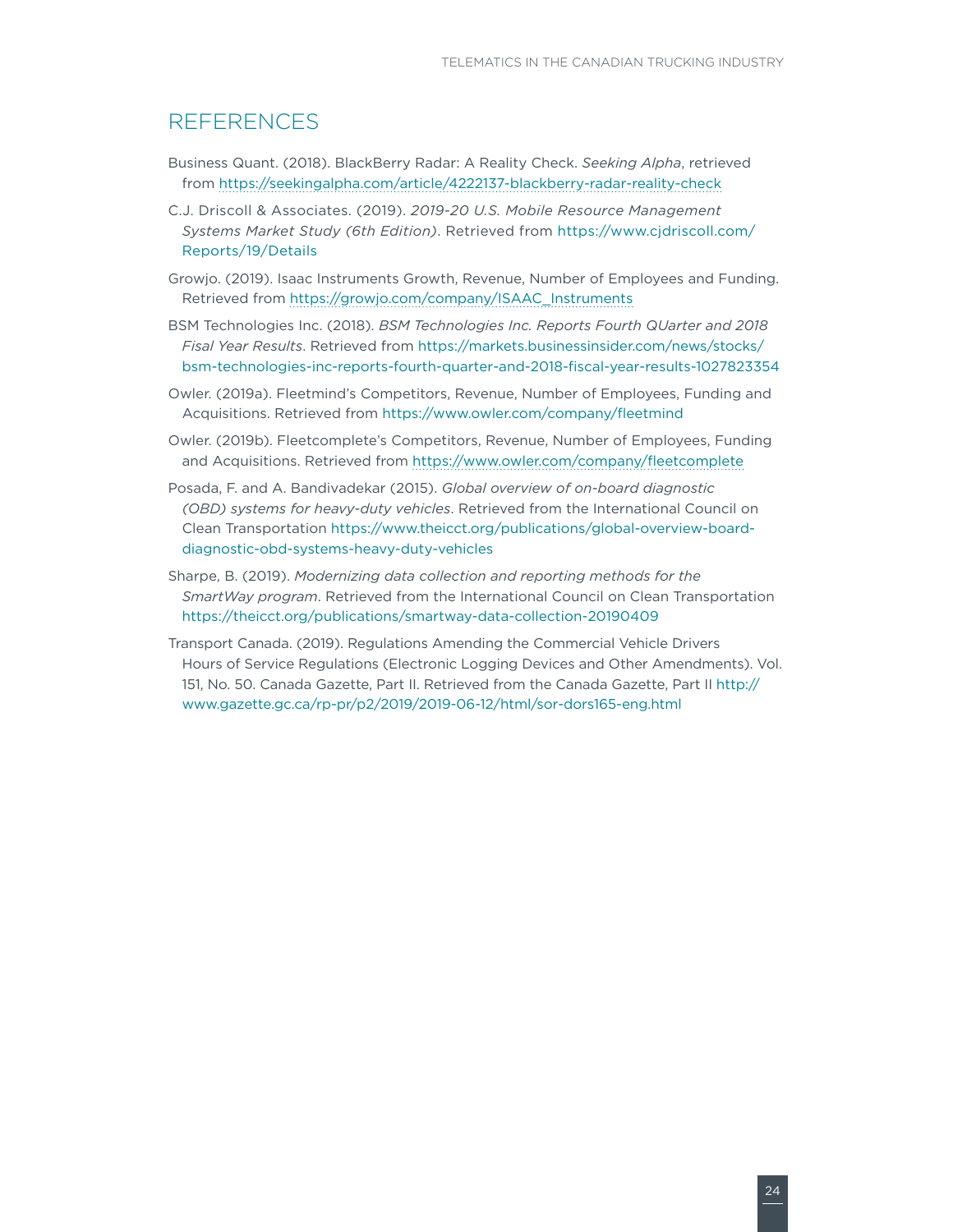## REFERENCES

Business Quant. (2018). BlackBerry Radar: A Reality Check. *Seeking Alpha*, retrieved from https://seekingalpha.com/article/4222137-blackberry-radar-reality-check

C.J. Driscoll & Associates. (2019). *2019-20 U.S. Mobile Resource Management Systems Market Study (6th Edition)*. Retrieved from https://www.cjdriscoll.com/Reports/19/Details

Growjo. (2019). Isaac Instruments Growth, Revenue, Number of Employees and Funding. Retrieved from https://growjo.com/company/ISAAC_Instruments

BSM Technologies Inc. (2018). *BSM Technologies Inc. Reports Fourth QUarter and 2018 Fisal Year Results*. Retrieved from https://markets.businessinsider.com/news/stocks/bsm-technologies-inc-reports-fourth-quarter-and-2018-fiscal-year-results-1027823354

Owler. (2019a). Fleetmind's Competitors, Revenue, Number of Employees, Funding and Acquisitions. Retrieved from https://www.owler.com/company/fleetmind

Owler. (2019b). Fleetcomplete's Competitors, Revenue, Number of Employees, Funding and Acquisitions. Retrieved from https://www.owler.com/company/fleetcomplete

Posada, F. and A. Bandivadekar (2015). *Global overview of on-board diagnostic (OBD) systems for heavy-duty vehicles*. Retrieved from the International Council on Clean Transportation https://www.theicct.org/publications/global-overview-board-diagnostic-obd-systems-heavy-duty-vehicles

Sharpe, B. (2019). *Modernizing data collection and reporting methods for the SmartWay program*. Retrieved from the International Council on Clean Transportation https://theicct.org/publications/smartway-data-collection-20190409

Transport Canada. (2019). Regulations Amending the Commercial Vehicle Drivers Hours of Service Regulations (Electronic Logging Devices and Other Amendments). Vol. 151, No. 50. Canada Gazette, Part II. Retrieved from the Canada Gazette, Part II http://www.gazette.gc.ca/rp-pr/p2/2019/2019-06-12/html/sor-dors165-eng.html